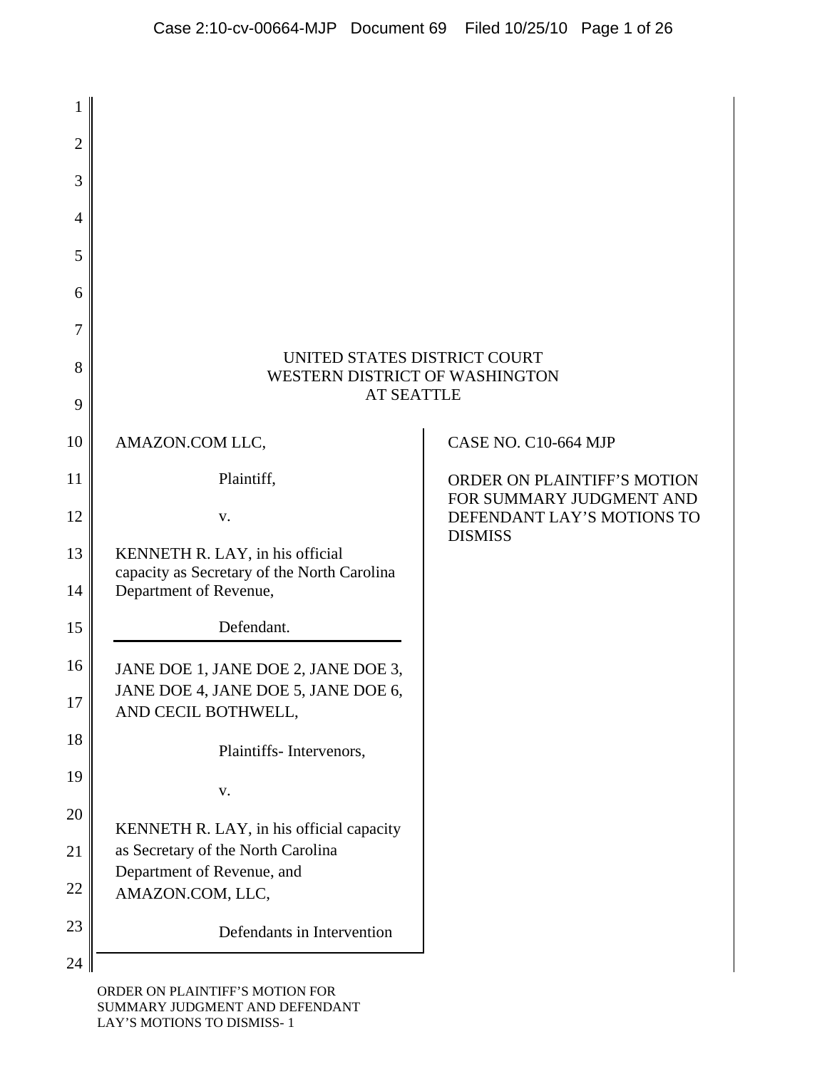UNITED STATES DISTRICT COURT
WESTERN DISTRICT OF WASHINGTON
AT SEATTLE

AMAZON.COM LLC,

Plaintiff,

v.

KENNETH R. LAY, in his official capacity as Secretary of the North Carolina Department of Revenue,

Defendant.

JANE DOE 1, JANE DOE 2, JANE DOE 3, JANE DOE 4, JANE DOE 5, JANE DOE 6, AND CECIL BOTHWELL,

Plaintiffs- Intervenors,

v.

KENNETH R. LAY, in his official capacity as Secretary of the North Carolina Department of Revenue, and AMAZON.COM, LLC,

Defendants in Intervention

CASE NO. C10-664 MJP

ORDER ON PLAINTIFF'S MOTION FOR SUMMARY JUDGMENT AND DEFENDANT LAY'S MOTIONS TO DISMISS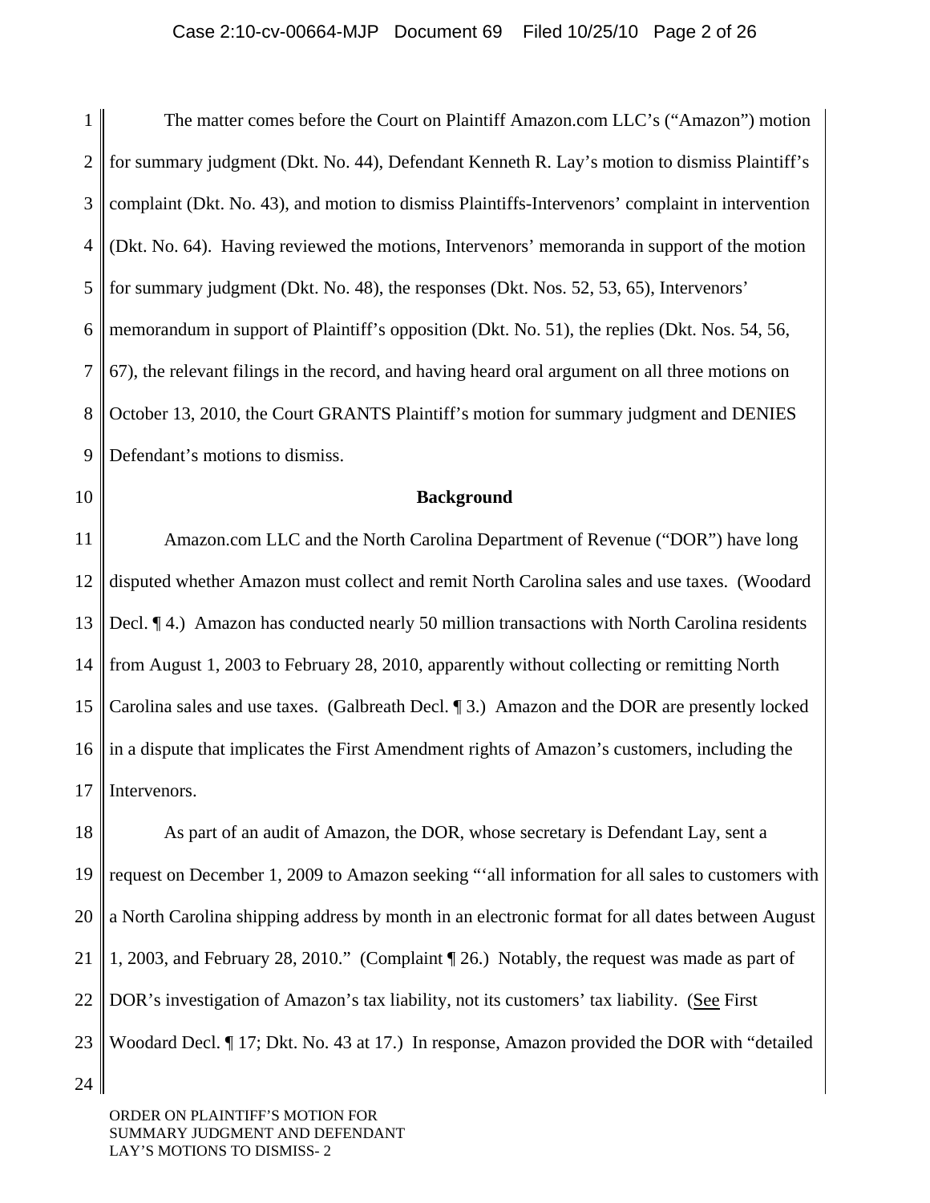The matter comes before the Court on Plaintiff Amazon.com LLC's ("Amazon") motion for summary judgment (Dkt. No. 44), Defendant Kenneth R. Lay's motion to dismiss Plaintiff's complaint (Dkt. No. 43), and motion to dismiss Plaintiffs-Intervenors' complaint in intervention (Dkt. No. 64). Having reviewed the motions, Intervenors' memoranda in support of the motion for summary judgment (Dkt. No. 48), the responses (Dkt. Nos. 52, 53, 65), Intervenors' memorandum in support of Plaintiff's opposition (Dkt. No. 51), the replies (Dkt. Nos. 54, 56, 67), the relevant filings in the record, and having heard oral argument on all three motions on October 13, 2010, the Court GRANTS Plaintiff's motion for summary judgment and DENIES Defendant's motions to dismiss.

**Background**

Amazon.com LLC and the North Carolina Department of Revenue ("DOR") have long disputed whether Amazon must collect and remit North Carolina sales and use taxes. (Woodard Decl. ¶ 4.) Amazon has conducted nearly 50 million transactions with North Carolina residents from August 1, 2003 to February 28, 2010, apparently without collecting or remitting North Carolina sales and use taxes. (Galbreath Decl. ¶ 3.) Amazon and the DOR are presently locked in a dispute that implicates the First Amendment rights of Amazon's customers, including the Intervenors.

As part of an audit of Amazon, the DOR, whose secretary is Defendant Lay, sent a request on December 1, 2009 to Amazon seeking "'all information for all sales to customers with a North Carolina shipping address by month in an electronic format for all dates between August 1, 2003, and February 28, 2010." (Complaint ¶ 26.) Notably, the request was made as part of DOR's investigation of Amazon's tax liability, not its customers' tax liability. (See First Woodard Decl. ¶ 17; Dkt. No. 43 at 17.) In response, Amazon provided the DOR with "detailed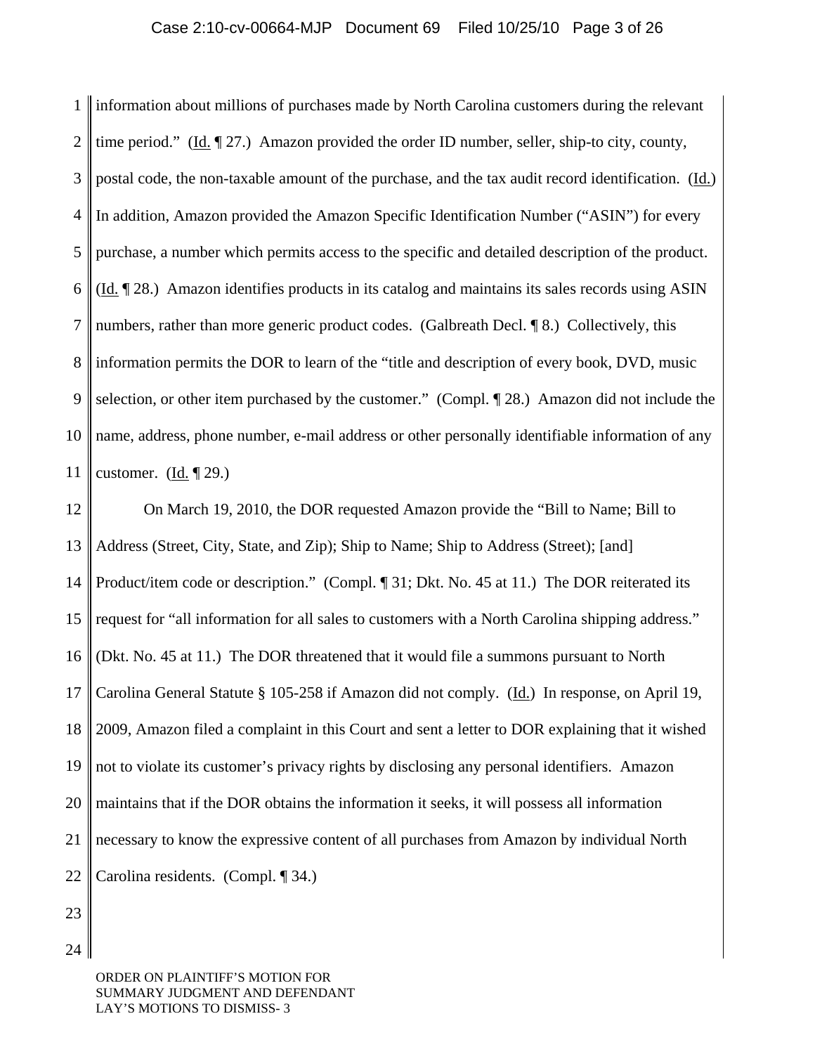information about millions of purchases made by North Carolina customers during the relevant time period." (Id. ¶ 27.) Amazon provided the order ID number, seller, ship-to city, county, postal code, the non-taxable amount of the purchase, and the tax audit record identification. (Id.) In addition, Amazon provided the Amazon Specific Identification Number ("ASIN") for every purchase, a number which permits access to the specific and detailed description of the product. (Id. ¶ 28.) Amazon identifies products in its catalog and maintains its sales records using ASIN numbers, rather than more generic product codes. (Galbreath Decl. ¶ 8.) Collectively, this information permits the DOR to learn of the "title and description of every book, DVD, music selection, or other item purchased by the customer." (Compl. ¶ 28.) Amazon did not include the name, address, phone number, e-mail address or other personally identifiable information of any customer. (Id. ¶ 29.)

On March 19, 2010, the DOR requested Amazon provide the "Bill to Name; Bill to Address (Street, City, State, and Zip); Ship to Name; Ship to Address (Street); [and] Product/item code or description." (Compl. ¶ 31; Dkt. No. 45 at 11.) The DOR reiterated its request for "all information for all sales to customers with a North Carolina shipping address." (Dkt. No. 45 at 11.) The DOR threatened that it would file a summons pursuant to North Carolina General Statute § 105-258 if Amazon did not comply. (Id.) In response, on April 19, 2009, Amazon filed a complaint in this Court and sent a letter to DOR explaining that it wished not to violate its customer's privacy rights by disclosing any personal identifiers. Amazon maintains that if the DOR obtains the information it seeks, it will possess all information necessary to know the expressive content of all purchases from Amazon by individual North Carolina residents. (Compl. ¶ 34.)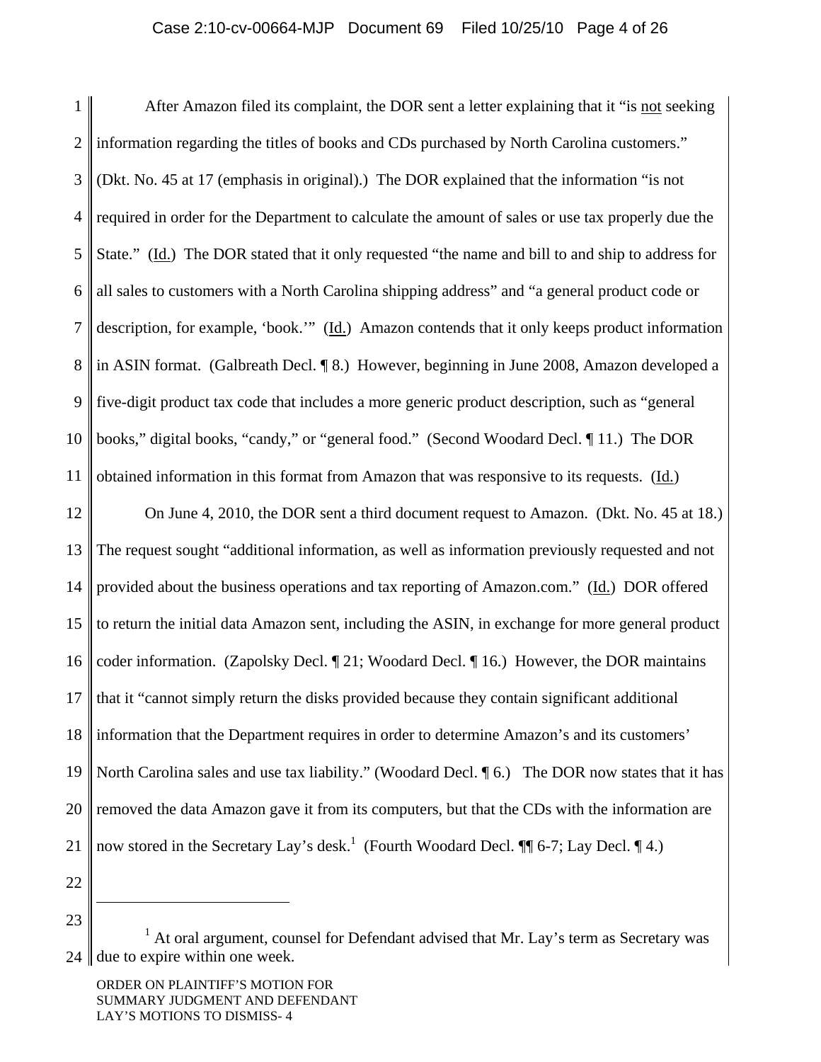After Amazon filed its complaint, the DOR sent a letter explaining that it "is not seeking information regarding the titles of books and CDs purchased by North Carolina customers." (Dkt. No. 45 at 17 (emphasis in original).) The DOR explained that the information "is not required in order for the Department to calculate the amount of sales or use tax properly due the State." (Id.) The DOR stated that it only requested "the name and bill to and ship to address for all sales to customers with a North Carolina shipping address" and "a general product code or description, for example, 'book.'" (Id.) Amazon contends that it only keeps product information in ASIN format. (Galbreath Decl. ¶ 8.) However, beginning in June 2008, Amazon developed a five-digit product tax code that includes a more generic product description, such as "general books," digital books, "candy," or "general food." (Second Woodard Decl. ¶ 11.) The DOR obtained information in this format from Amazon that was responsive to its requests. (Id.)

On June 4, 2010, the DOR sent a third document request to Amazon. (Dkt. No. 45 at 18.) The request sought "additional information, as well as information previously requested and not provided about the business operations and tax reporting of Amazon.com." (Id.) DOR offered to return the initial data Amazon sent, including the ASIN, in exchange for more general product coder information. (Zapolsky Decl. ¶ 21; Woodard Decl. ¶ 16.) However, the DOR maintains that it "cannot simply return the disks provided because they contain significant additional information that the Department requires in order to determine Amazon's and its customers' North Carolina sales and use tax liability." (Woodard Decl. ¶ 6.) The DOR now states that it has removed the data Amazon gave it from its computers, but that the CDs with the information are now stored in the Secretary Lay's desk.[1] (Fourth Woodard Decl. ¶¶ 6-7; Lay Decl. ¶ 4.)

---

[1] At oral argument, counsel for Defendant advised that Mr. Lay's term as Secretary was due to expire within one week.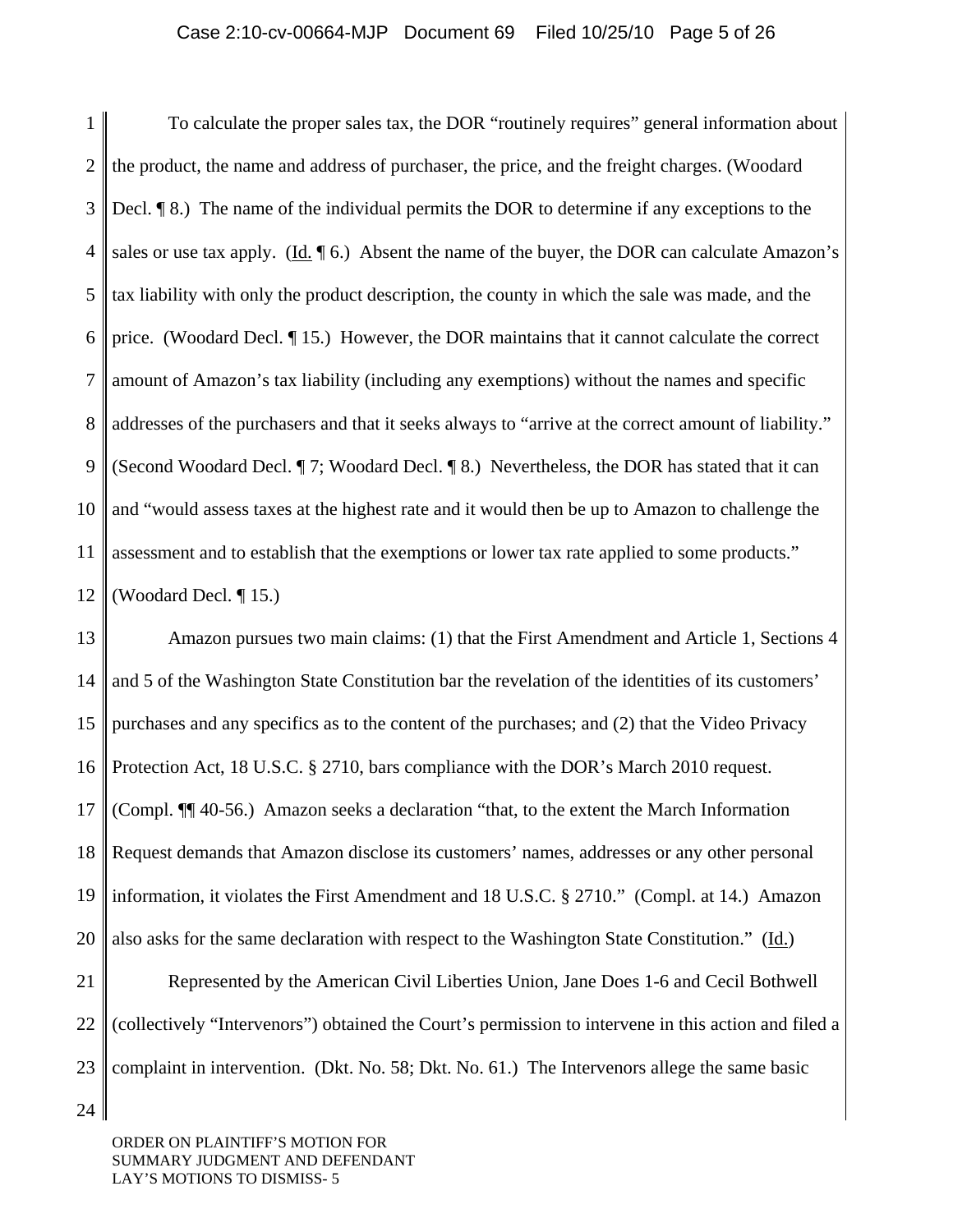To calculate the proper sales tax, the DOR "routinely requires" general information about the product, the name and address of purchaser, the price, and the freight charges. (Woodard Decl. ¶ 8.) The name of the individual permits the DOR to determine if any exceptions to the sales or use tax apply. (Id. ¶ 6.) Absent the name of the buyer, the DOR can calculate Amazon's tax liability with only the product description, the county in which the sale was made, and the price. (Woodard Decl. ¶ 15.) However, the DOR maintains that it cannot calculate the correct amount of Amazon's tax liability (including any exemptions) without the names and specific addresses of the purchasers and that it seeks always to "arrive at the correct amount of liability." (Second Woodard Decl. ¶ 7; Woodard Decl. ¶ 8.) Nevertheless, the DOR has stated that it can and "would assess taxes at the highest rate and it would then be up to Amazon to challenge the assessment and to establish that the exemptions or lower tax rate applied to some products." (Woodard Decl. ¶ 15.)

Amazon pursues two main claims: (1) that the First Amendment and Article 1, Sections 4 and 5 of the Washington State Constitution bar the revelation of the identities of its customers' purchases and any specifics as to the content of the purchases; and (2) that the Video Privacy Protection Act, 18 U.S.C. § 2710, bars compliance with the DOR's March 2010 request. (Compl. ¶¶ 40-56.) Amazon seeks a declaration "that, to the extent the March Information Request demands that Amazon disclose its customers' names, addresses or any other personal information, it violates the First Amendment and 18 U.S.C. § 2710." (Compl. at 14.) Amazon also asks for the same declaration with respect to the Washington State Constitution." (Id.)

Represented by the American Civil Liberties Union, Jane Does 1-6 and Cecil Bothwell (collectively "Intervenors") obtained the Court's permission to intervene in this action and filed a complaint in intervention. (Dkt. No. 58; Dkt. No. 61.) The Intervenors allege the same basic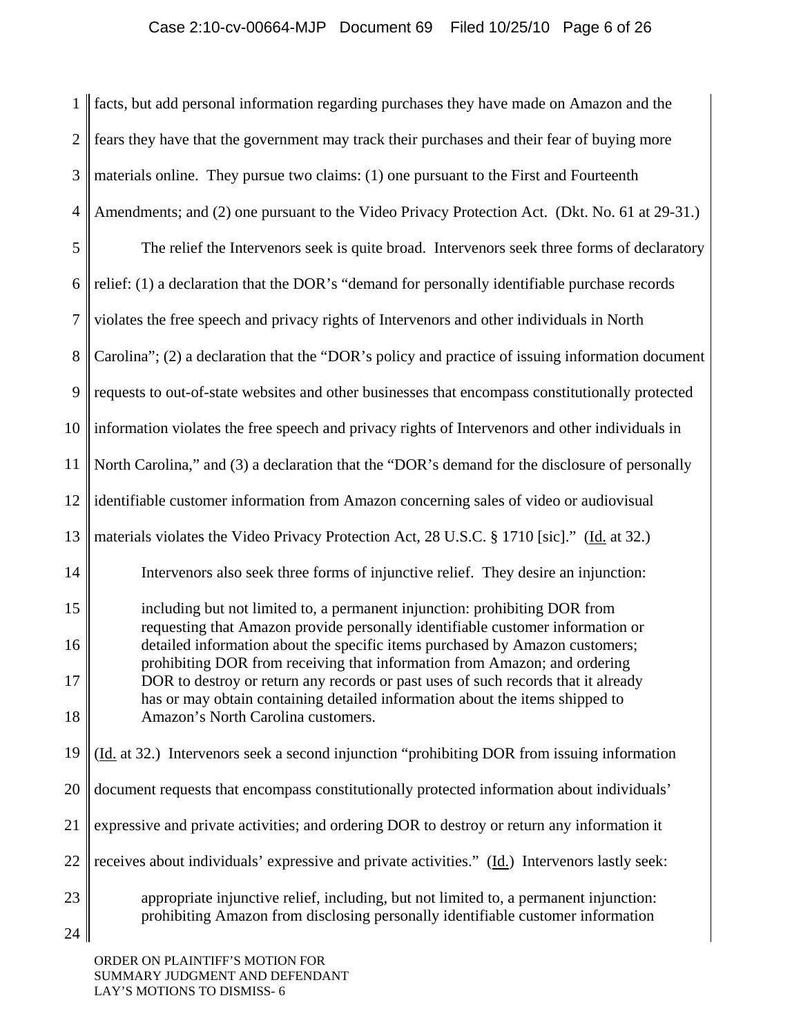facts, but add personal information regarding purchases they have made on Amazon and the fears they have that the government may track their purchases and their fear of buying more materials online. They pursue two claims: (1) one pursuant to the First and Fourteenth Amendments; and (2) one pursuant to the Video Privacy Protection Act. (Dkt. No. 61 at 29-31.)

The relief the Intervenors seek is quite broad. Intervenors seek three forms of declaratory relief: (1) a declaration that the DOR's "demand for personally identifiable purchase records violates the free speech and privacy rights of Intervenors and other individuals in North Carolina"; (2) a declaration that the "DOR's policy and practice of issuing information document requests to out-of-state websites and other businesses that encompass constitutionally protected information violates the free speech and privacy rights of Intervenors and other individuals in North Carolina," and (3) a declaration that the "DOR's demand for the disclosure of personally identifiable customer information from Amazon concerning sales of video or audiovisual materials violates the Video Privacy Protection Act, 28 U.S.C. § 1710 [sic]." (Id. at 32.)

Intervenors also seek three forms of injunctive relief. They desire an injunction:

> including but not limited to, a permanent injunction: prohibiting DOR from requesting that Amazon provide personally identifiable customer information or detailed information about the specific items purchased by Amazon customers; prohibiting DOR from receiving that information from Amazon; and ordering DOR to destroy or return any records or past uses of such records that it already has or may obtain containing detailed information about the items shipped to Amazon's North Carolina customers.

(Id. at 32.) Intervenors seek a second injunction "prohibiting DOR from issuing information document requests that encompass constitutionally protected information about individuals' expressive and private activities; and ordering DOR to destroy or return any information it receives about individuals' expressive and private activities." (Id.) Intervenors lastly seek:

> appropriate injunctive relief, including, but not limited to, a permanent injunction: prohibiting Amazon from disclosing personally identifiable customer information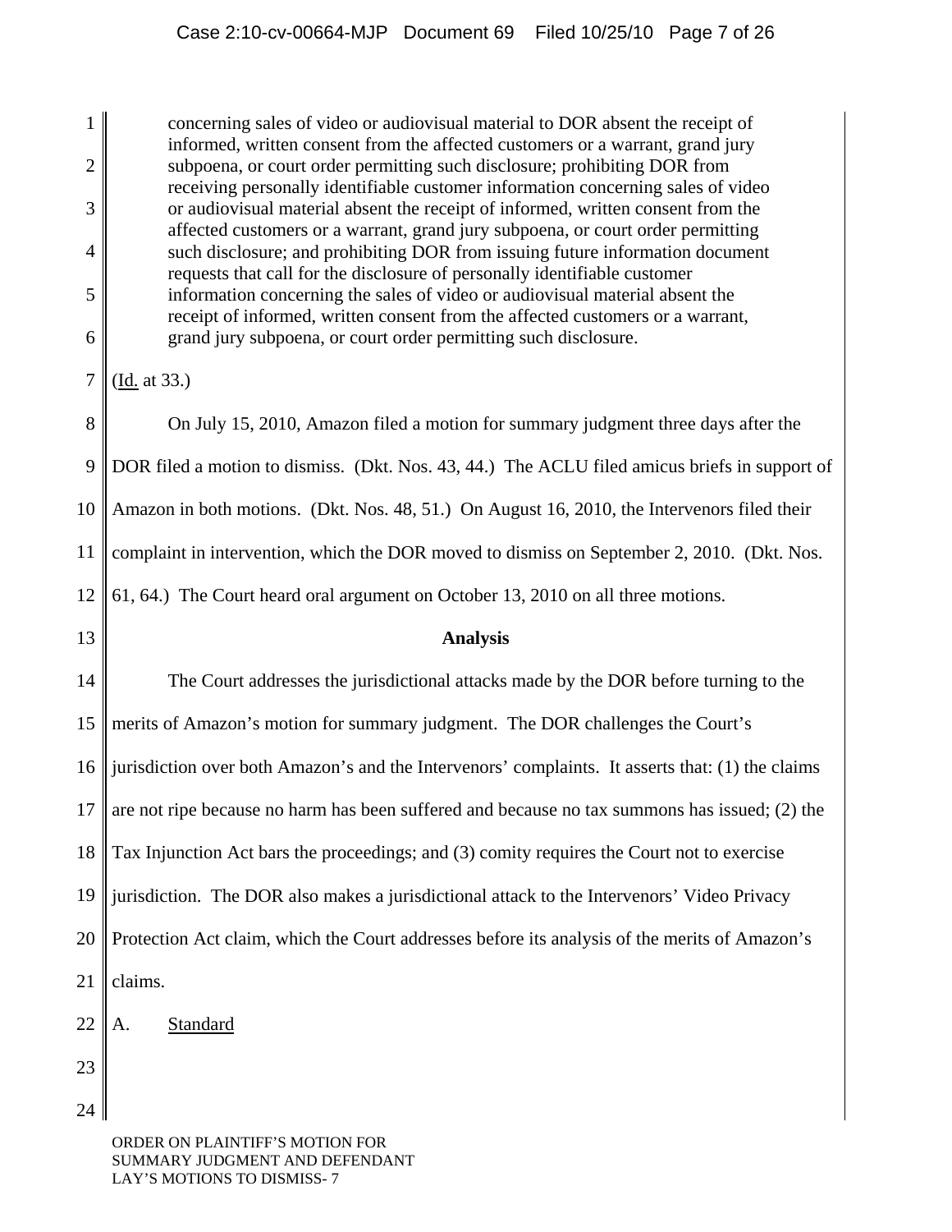> concerning sales of video or audiovisual material to DOR absent the receipt of informed, written consent from the affected customers or a warrant, grand jury subpoena, or court order permitting such disclosure; prohibiting DOR from receiving personally identifiable customer information concerning sales of video or audiovisual material absent the receipt of informed, written consent from the affected customers or a warrant, grand jury subpoena, or court order permitting such disclosure; and prohibiting DOR from issuing future information document requests that call for the disclosure of personally identifiable customer information concerning the sales of video or audiovisual material absent the receipt of informed, written consent from the affected customers or a warrant, grand jury subpoena, or court order permitting such disclosure.

(Id. at 33.)

On July 15, 2010, Amazon filed a motion for summary judgment three days after the DOR filed a motion to dismiss. (Dkt. Nos. 43, 44.) The ACLU filed amicus briefs in support of Amazon in both motions. (Dkt. Nos. 48, 51.) On August 16, 2010, the Intervenors filed their complaint in intervention, which the DOR moved to dismiss on September 2, 2010. (Dkt. Nos. 61, 64.) The Court heard oral argument on October 13, 2010 on all three motions.

## Analysis

The Court addresses the jurisdictional attacks made by the DOR before turning to the merits of Amazon's motion for summary judgment. The DOR challenges the Court's jurisdiction over both Amazon's and the Intervenors' complaints. It asserts that: (1) the claims are not ripe because no harm has been suffered and because no tax summons has issued; (2) the Tax Injunction Act bars the proceedings; and (3) comity requires the Court not to exercise jurisdiction. The DOR also makes a jurisdictional attack to the Intervenors' Video Privacy Protection Act claim, which the Court addresses before its analysis of the merits of Amazon's claims.

### A. Standard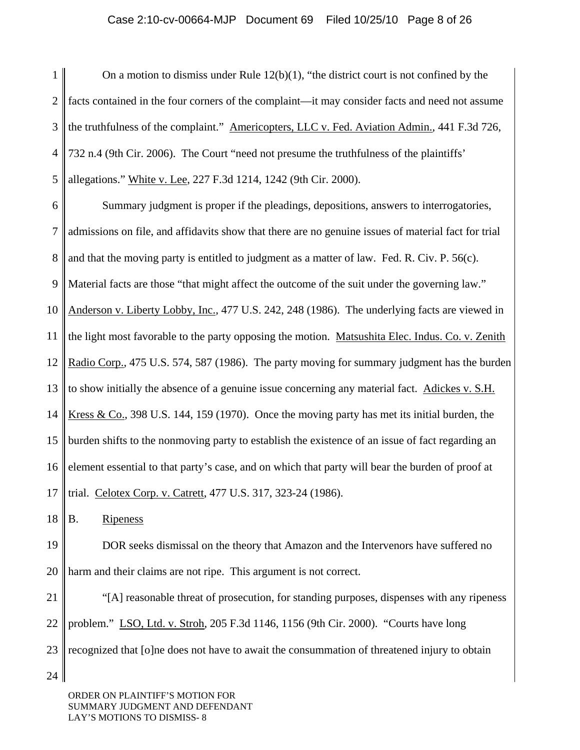On a motion to dismiss under Rule 12(b)(1), "the district court is not confined by the facts contained in the four corners of the complaint—it may consider facts and need not assume the truthfulness of the complaint." Americopters, LLC v. Fed. Aviation Admin., 441 F.3d 726, 732 n.4 (9th Cir. 2006). The Court "need not presume the truthfulness of the plaintiffs' allegations." White v. Lee, 227 F.3d 1214, 1242 (9th Cir. 2000).

Summary judgment is proper if the pleadings, depositions, answers to interrogatories, admissions on file, and affidavits show that there are no genuine issues of material fact for trial and that the moving party is entitled to judgment as a matter of law. Fed. R. Civ. P. 56(c). Material facts are those "that might affect the outcome of the suit under the governing law." Anderson v. Liberty Lobby, Inc., 477 U.S. 242, 248 (1986). The underlying facts are viewed in the light most favorable to the party opposing the motion. Matsushita Elec. Indus. Co. v. Zenith Radio Corp., 475 U.S. 574, 587 (1986). The party moving for summary judgment has the burden to show initially the absence of a genuine issue concerning any material fact. Adickes v. S.H. Kress & Co., 398 U.S. 144, 159 (1970). Once the moving party has met its initial burden, the burden shifts to the nonmoving party to establish the existence of an issue of fact regarding an element essential to that party's case, and on which that party will bear the burden of proof at trial. Celotex Corp. v. Catrett, 477 U.S. 317, 323-24 (1986).

## B. Ripeness

DOR seeks dismissal on the theory that Amazon and the Intervenors have suffered no harm and their claims are not ripe. This argument is not correct.

"[A] reasonable threat of prosecution, for standing purposes, dispenses with any ripeness problem." LSO, Ltd. v. Stroh, 205 F.3d 1146, 1156 (9th Cir. 2000). "Courts have long recognized that [o]ne does not have to await the consummation of threatened injury to obtain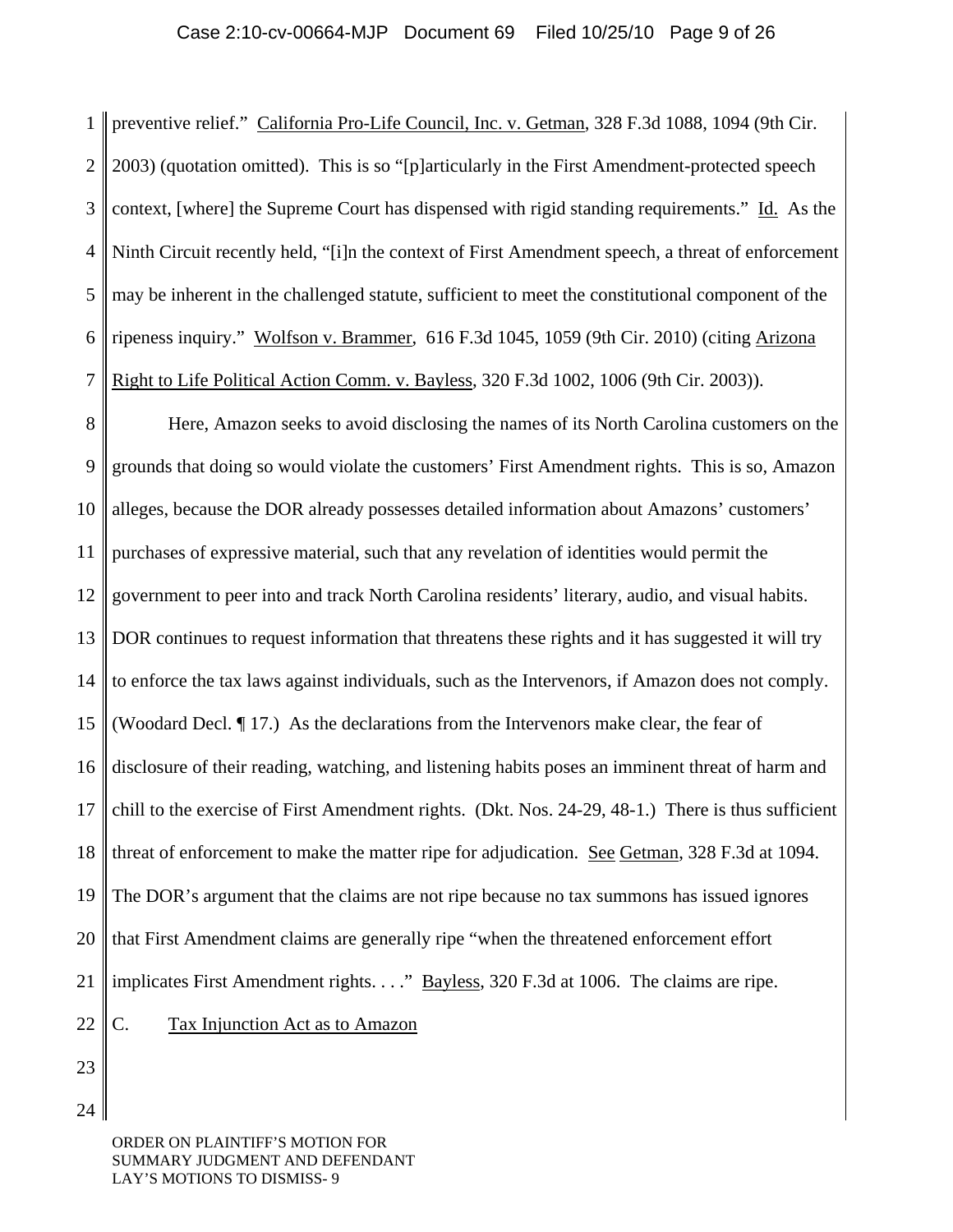preventive relief." California Pro-Life Council, Inc. v. Getman, 328 F.3d 1088, 1094 (9th Cir. 2003) (quotation omitted). This is so "[p]articularly in the First Amendment-protected speech context, [where] the Supreme Court has dispensed with rigid standing requirements." Id. As the Ninth Circuit recently held, "[i]n the context of First Amendment speech, a threat of enforcement may be inherent in the challenged statute, sufficient to meet the constitutional component of the ripeness inquiry." Wolfson v. Brammer, 616 F.3d 1045, 1059 (9th Cir. 2010) (citing Arizona Right to Life Political Action Comm. v. Bayless, 320 F.3d 1002, 1006 (9th Cir. 2003)).

Here, Amazon seeks to avoid disclosing the names of its North Carolina customers on the grounds that doing so would violate the customers' First Amendment rights. This is so, Amazon alleges, because the DOR already possesses detailed information about Amazons' customers' purchases of expressive material, such that any revelation of identities would permit the government to peer into and track North Carolina residents' literary, audio, and visual habits. DOR continues to request information that threatens these rights and it has suggested it will try to enforce the tax laws against individuals, such as the Intervenors, if Amazon does not comply. (Woodard Decl. ¶ 17.) As the declarations from the Intervenors make clear, the fear of disclosure of their reading, watching, and listening habits poses an imminent threat of harm and chill to the exercise of First Amendment rights. (Dkt. Nos. 24-29, 48-1.) There is thus sufficient threat of enforcement to make the matter ripe for adjudication. See Getman, 328 F.3d at 1094. The DOR's argument that the claims are not ripe because no tax summons has issued ignores that First Amendment claims are generally ripe "when the threatened enforcement effort implicates First Amendment rights. . . ." Bayless, 320 F.3d at 1006. The claims are ripe.

### C. Tax Injunction Act as to Amazon

ORDER ON PLAINTIFF'S MOTION FOR SUMMARY JUDGMENT AND DEFENDANT LAY'S MOTIONS TO DISMISS- 9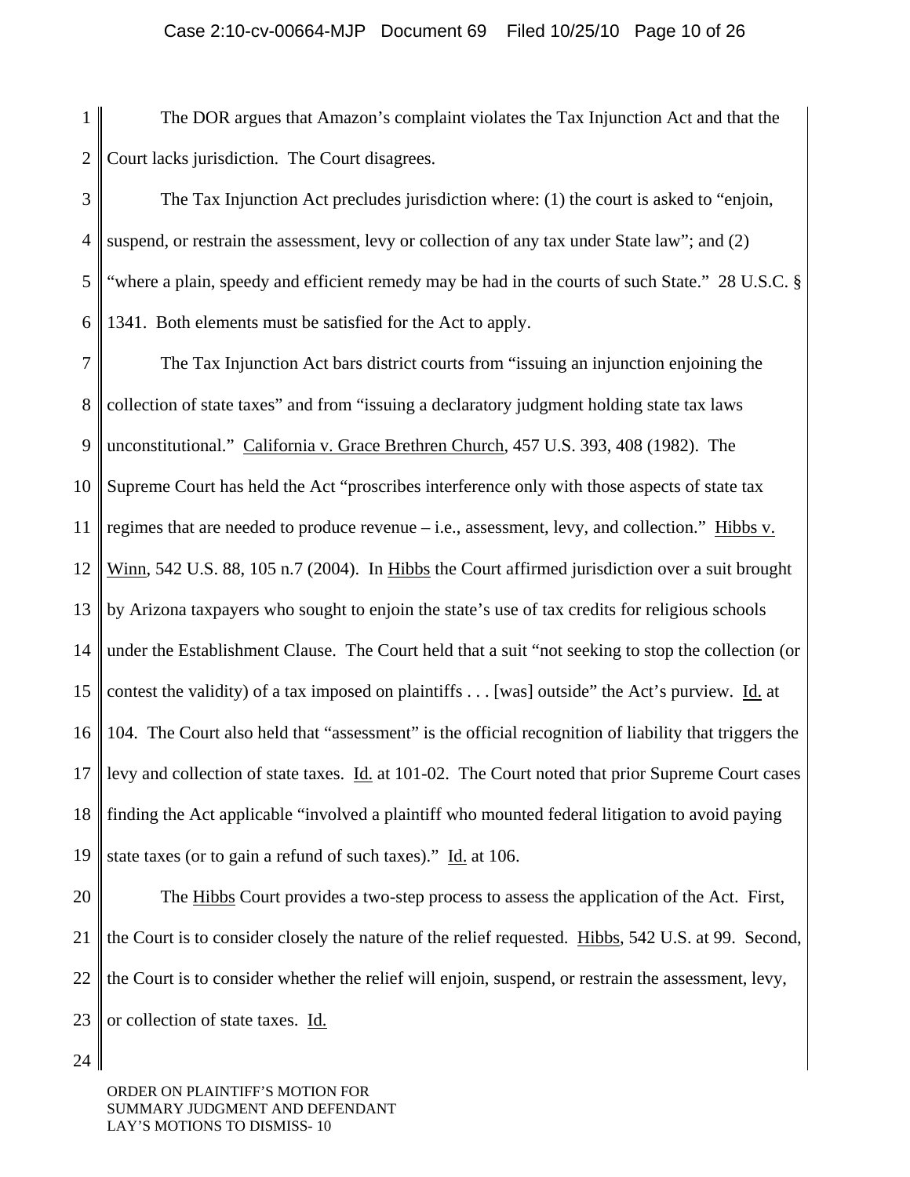The DOR argues that Amazon's complaint violates the Tax Injunction Act and that the Court lacks jurisdiction. The Court disagrees.

The Tax Injunction Act precludes jurisdiction where: (1) the court is asked to "enjoin, suspend, or restrain the assessment, levy or collection of any tax under State law"; and (2) "where a plain, speedy and efficient remedy may be had in the courts of such State." 28 U.S.C. § 1341. Both elements must be satisfied for the Act to apply.

The Tax Injunction Act bars district courts from "issuing an injunction enjoining the collection of state taxes" and from "issuing a declaratory judgment holding state tax laws unconstitutional." California v. Grace Brethren Church, 457 U.S. 393, 408 (1982). The Supreme Court has held the Act "proscribes interference only with those aspects of state tax regimes that are needed to produce revenue – i.e., assessment, levy, and collection." Hibbs v. Winn, 542 U.S. 88, 105 n.7 (2004). In Hibbs the Court affirmed jurisdiction over a suit brought by Arizona taxpayers who sought to enjoin the state's use of tax credits for religious schools under the Establishment Clause. The Court held that a suit "not seeking to stop the collection (or contest the validity) of a tax imposed on plaintiffs . . . [was] outside" the Act's purview. Id. at 104. The Court also held that "assessment" is the official recognition of liability that triggers the levy and collection of state taxes. Id. at 101-02. The Court noted that prior Supreme Court cases finding the Act applicable "involved a plaintiff who mounted federal litigation to avoid paying state taxes (or to gain a refund of such taxes)." Id. at 106.

The Hibbs Court provides a two-step process to assess the application of the Act. First, the Court is to consider closely the nature of the relief requested. Hibbs, 542 U.S. at 99. Second, the Court is to consider whether the relief will enjoin, suspend, or restrain the assessment, levy, or collection of state taxes. Id.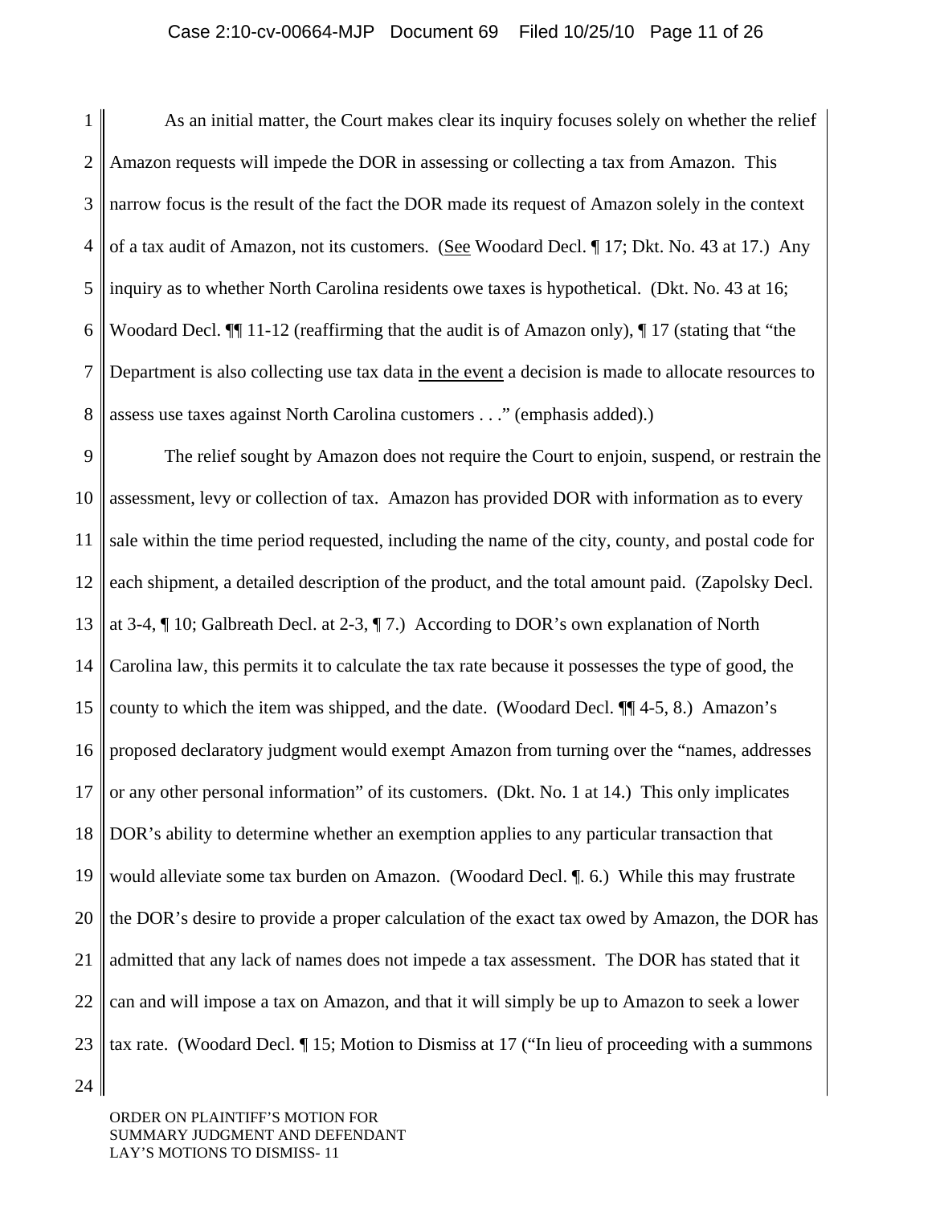As an initial matter, the Court makes clear its inquiry focuses solely on whether the relief Amazon requests will impede the DOR in assessing or collecting a tax from Amazon. This narrow focus is the result of the fact the DOR made its request of Amazon solely in the context of a tax audit of Amazon, not its customers. (See Woodard Decl. ¶ 17; Dkt. No. 43 at 17.) Any inquiry as to whether North Carolina residents owe taxes is hypothetical. (Dkt. No. 43 at 16; Woodard Decl. ¶¶ 11-12 (reaffirming that the audit is of Amazon only), ¶ 17 (stating that "the Department is also collecting use tax data in the event a decision is made to allocate resources to assess use taxes against North Carolina customers . . ." (emphasis added).)

The relief sought by Amazon does not require the Court to enjoin, suspend, or restrain the assessment, levy or collection of tax. Amazon has provided DOR with information as to every sale within the time period requested, including the name of the city, county, and postal code for each shipment, a detailed description of the product, and the total amount paid. (Zapolsky Decl. at 3-4, ¶ 10; Galbreath Decl. at 2-3, ¶ 7.) According to DOR's own explanation of North Carolina law, this permits it to calculate the tax rate because it possesses the type of good, the county to which the item was shipped, and the date. (Woodard Decl. ¶¶ 4-5, 8.) Amazon's proposed declaratory judgment would exempt Amazon from turning over the "names, addresses or any other personal information" of its customers. (Dkt. No. 1 at 14.) This only implicates DOR's ability to determine whether an exemption applies to any particular transaction that would alleviate some tax burden on Amazon. (Woodard Decl. ¶. 6.) While this may frustrate the DOR's desire to provide a proper calculation of the exact tax owed by Amazon, the DOR has admitted that any lack of names does not impede a tax assessment. The DOR has stated that it can and will impose a tax on Amazon, and that it will simply be up to Amazon to seek a lower tax rate. (Woodard Decl. ¶ 15; Motion to Dismiss at 17 ("In lieu of proceeding with a summons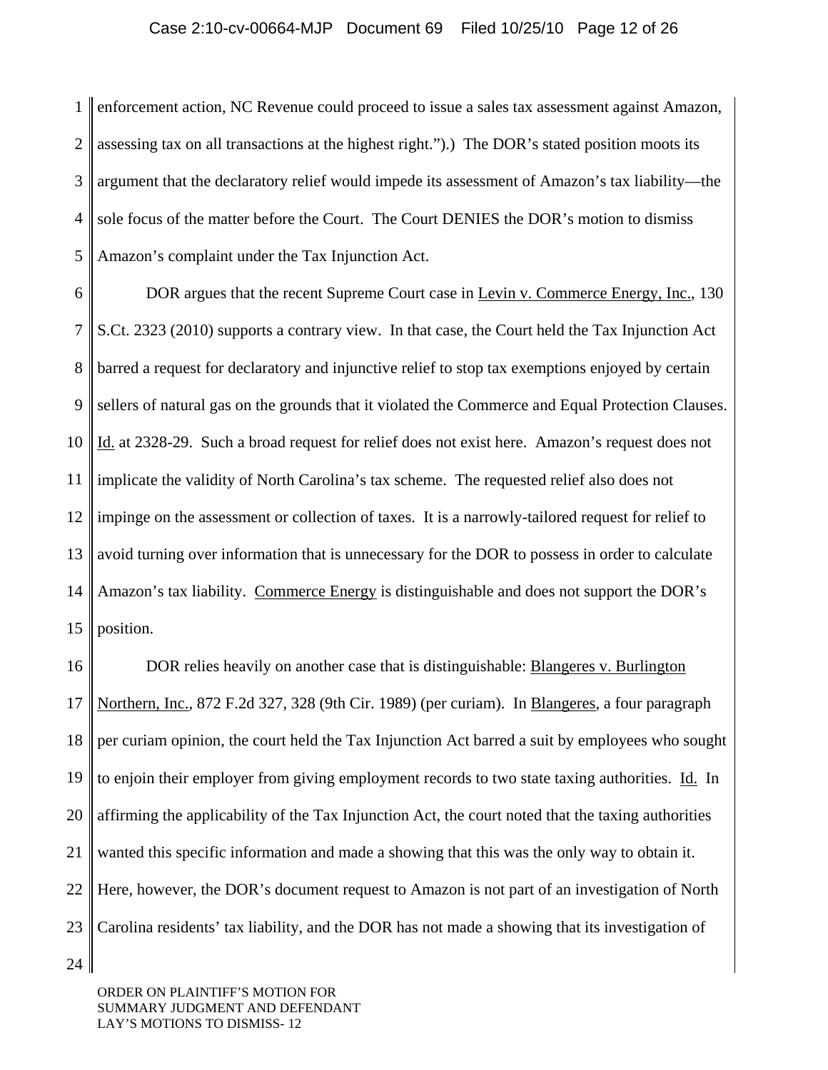enforcement action, NC Revenue could proceed to issue a sales tax assessment against Amazon, assessing tax on all transactions at the highest right.").) The DOR's stated position moots its argument that the declaratory relief would impede its assessment of Amazon's tax liability—the sole focus of the matter before the Court. The Court DENIES the DOR's motion to dismiss Amazon's complaint under the Tax Injunction Act.

DOR argues that the recent Supreme Court case in Levin v. Commerce Energy, Inc., 130 S.Ct. 2323 (2010) supports a contrary view. In that case, the Court held the Tax Injunction Act barred a request for declaratory and injunctive relief to stop tax exemptions enjoyed by certain sellers of natural gas on the grounds that it violated the Commerce and Equal Protection Clauses. Id. at 2328-29. Such a broad request for relief does not exist here. Amazon's request does not implicate the validity of North Carolina's tax scheme. The requested relief also does not impinge on the assessment or collection of taxes. It is a narrowly-tailored request for relief to avoid turning over information that is unnecessary for the DOR to possess in order to calculate Amazon's tax liability. Commerce Energy is distinguishable and does not support the DOR's position.

DOR relies heavily on another case that is distinguishable: Blangeres v. Burlington Northern, Inc., 872 F.2d 327, 328 (9th Cir. 1989) (per curiam). In Blangeres, a four paragraph per curiam opinion, the court held the Tax Injunction Act barred a suit by employees who sought to enjoin their employer from giving employment records to two state taxing authorities. Id. In affirming the applicability of the Tax Injunction Act, the court noted that the taxing authorities wanted this specific information and made a showing that this was the only way to obtain it. Here, however, the DOR's document request to Amazon is not part of an investigation of North Carolina residents' tax liability, and the DOR has not made a showing that its investigation of

ORDER ON PLAINTIFF'S MOTION FOR SUMMARY JUDGMENT AND DEFENDANT LAY'S MOTIONS TO DISMISS- 12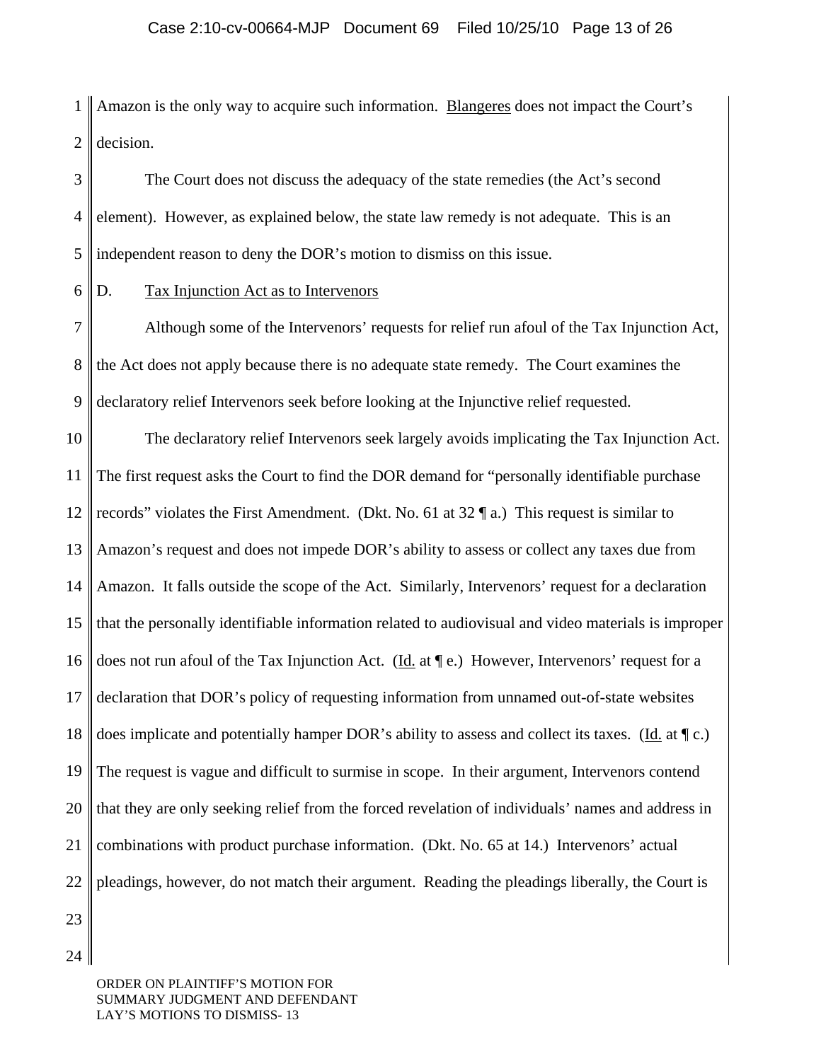Amazon is the only way to acquire such information. Blangeres does not impact the Court's decision.

The Court does not discuss the adequacy of the state remedies (the Act's second element). However, as explained below, the state law remedy is not adequate. This is an independent reason to deny the DOR's motion to dismiss on this issue.

D. Tax Injunction Act as to Intervenors

Although some of the Intervenors' requests for relief run afoul of the Tax Injunction Act, the Act does not apply because there is no adequate state remedy. The Court examines the declaratory relief Intervenors seek before looking at the Injunctive relief requested.

The declaratory relief Intervenors seek largely avoids implicating the Tax Injunction Act. The first request asks the Court to find the DOR demand for "personally identifiable purchase records" violates the First Amendment. (Dkt. No. 61 at 32 ¶ a.) This request is similar to Amazon's request and does not impede DOR's ability to assess or collect any taxes due from Amazon. It falls outside the scope of the Act. Similarly, Intervenors' request for a declaration that the personally identifiable information related to audiovisual and video materials is improper does not run afoul of the Tax Injunction Act. (Id. at ¶ e.) However, Intervenors' request for a declaration that DOR's policy of requesting information from unnamed out-of-state websites does implicate and potentially hamper DOR's ability to assess and collect its taxes. (Id. at ¶ c.) The request is vague and difficult to surmise in scope. In their argument, Intervenors contend that they are only seeking relief from the forced revelation of individuals' names and address in combinations with product purchase information. (Dkt. No. 65 at 14.) Intervenors' actual pleadings, however, do not match their argument. Reading the pleadings liberally, the Court is

ORDER ON PLAINTIFF'S MOTION FOR SUMMARY JUDGMENT AND DEFENDANT LAY'S MOTIONS TO DISMISS- 13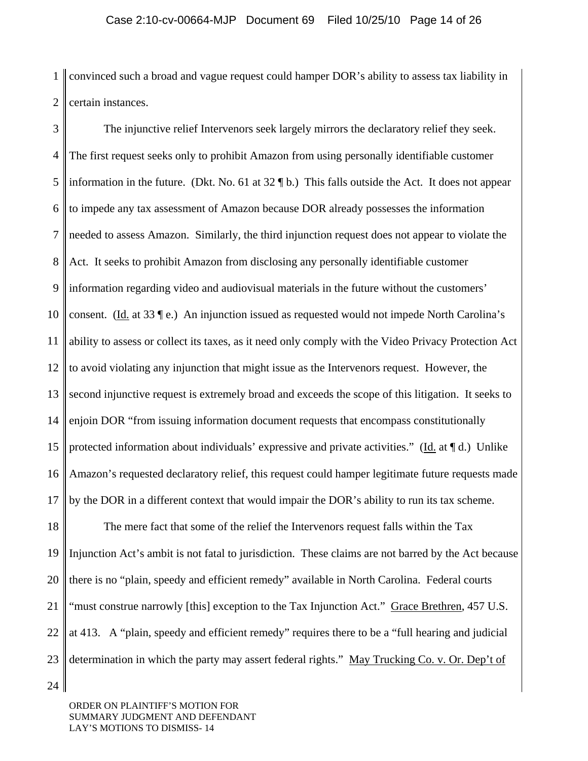convinced such a broad and vague request could hamper DOR's ability to assess tax liability in certain instances.

The injunctive relief Intervenors seek largely mirrors the declaratory relief they seek. The first request seeks only to prohibit Amazon from using personally identifiable customer information in the future. (Dkt. No. 61 at 32 ¶ b.) This falls outside the Act. It does not appear to impede any tax assessment of Amazon because DOR already possesses the information needed to assess Amazon. Similarly, the third injunction request does not appear to violate the Act. It seeks to prohibit Amazon from disclosing any personally identifiable customer information regarding video and audiovisual materials in the future without the customers' consent. (Id. at 33 ¶ e.) An injunction issued as requested would not impede North Carolina's ability to assess or collect its taxes, as it need only comply with the Video Privacy Protection Act to avoid violating any injunction that might issue as the Intervenors request. However, the second injunctive request is extremely broad and exceeds the scope of this litigation. It seeks to enjoin DOR "from issuing information document requests that encompass constitutionally protected information about individuals' expressive and private activities." (Id. at ¶ d.) Unlike Amazon's requested declaratory relief, this request could hamper legitimate future requests made by the DOR in a different context that would impair the DOR's ability to run its tax scheme.

The mere fact that some of the relief the Intervenors request falls within the Tax Injunction Act's ambit is not fatal to jurisdiction. These claims are not barred by the Act because there is no "plain, speedy and efficient remedy" available in North Carolina. Federal courts "must construe narrowly [this] exception to the Tax Injunction Act." Grace Brethren, 457 U.S. at 413. A "plain, speedy and efficient remedy" requires there to be a "full hearing and judicial determination in which the party may assert federal rights." May Trucking Co. v. Or. Dep't of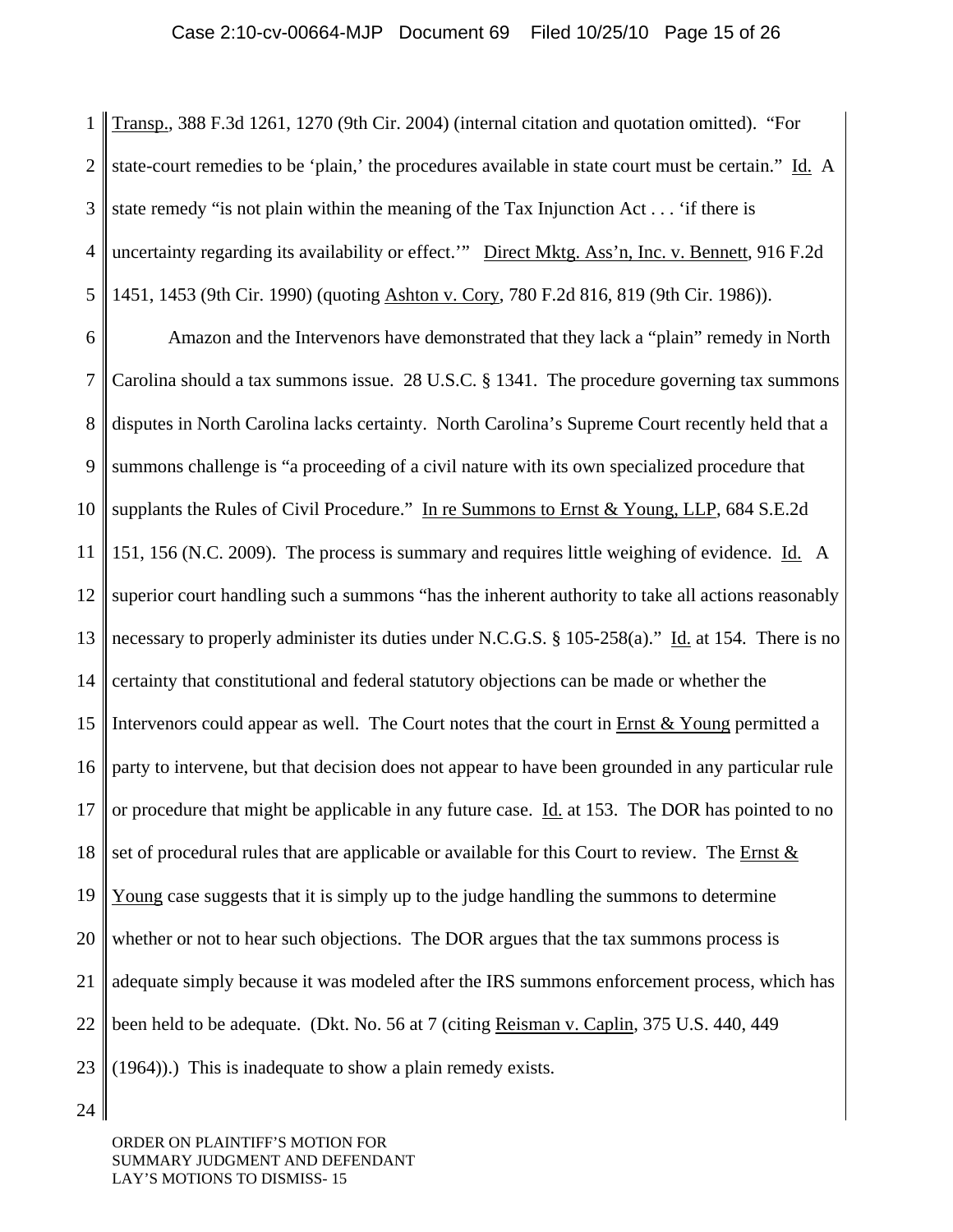Transp., 388 F.3d 1261, 1270 (9th Cir. 2004) (internal citation and quotation omitted). "For state-court remedies to be 'plain,' the procedures available in state court must be certain." Id. A state remedy "is not plain within the meaning of the Tax Injunction Act . . . 'if there is uncertainty regarding its availability or effect.'" Direct Mktg. Ass'n, Inc. v. Bennett, 916 F.2d 1451, 1453 (9th Cir. 1990) (quoting Ashton v. Cory, 780 F.2d 816, 819 (9th Cir. 1986)).

Amazon and the Intervenors have demonstrated that they lack a "plain" remedy in North Carolina should a tax summons issue. 28 U.S.C. § 1341. The procedure governing tax summons disputes in North Carolina lacks certainty. North Carolina's Supreme Court recently held that a summons challenge is "a proceeding of a civil nature with its own specialized procedure that supplants the Rules of Civil Procedure." In re Summons to Ernst & Young, LLP, 684 S.E.2d 151, 156 (N.C. 2009). The process is summary and requires little weighing of evidence. Id. A superior court handling such a summons "has the inherent authority to take all actions reasonably necessary to properly administer its duties under N.C.G.S. § 105-258(a)." Id. at 154. There is no certainty that constitutional and federal statutory objections can be made or whether the Intervenors could appear as well. The Court notes that the court in Ernst & Young permitted a party to intervene, but that decision does not appear to have been grounded in any particular rule or procedure that might be applicable in any future case. Id. at 153. The DOR has pointed to no set of procedural rules that are applicable or available for this Court to review. The Ernst & Young case suggests that it is simply up to the judge handling the summons to determine whether or not to hear such objections. The DOR argues that the tax summons process is adequate simply because it was modeled after the IRS summons enforcement process, which has been held to be adequate. (Dkt. No. 56 at 7 (citing Reisman v. Caplin, 375 U.S. 440, 449 (1964)).) This is inadequate to show a plain remedy exists.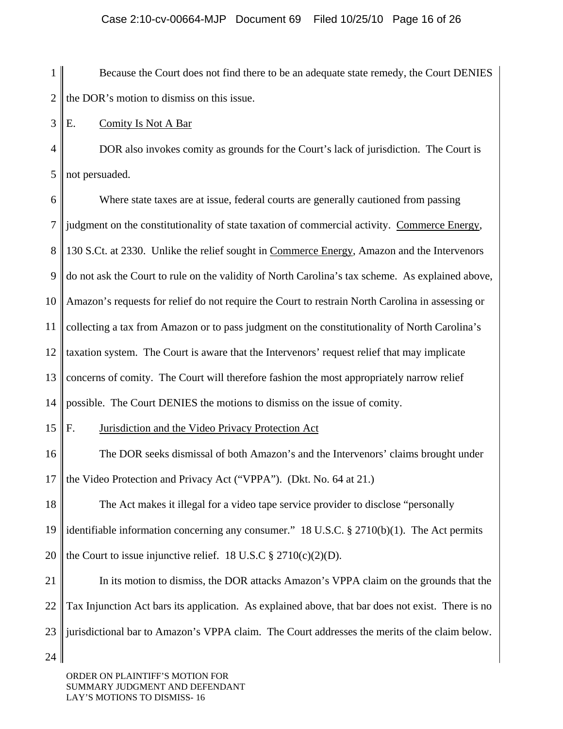Because the Court does not find there to be an adequate state remedy, the Court DENIES the DOR's motion to dismiss on this issue.

### E. Comity Is Not A Bar

DOR also invokes comity as grounds for the Court's lack of jurisdiction. The Court is not persuaded.

Where state taxes are at issue, federal courts are generally cautioned from passing judgment on the constitutionality of state taxation of commercial activity. Commerce Energy, 130 S.Ct. at 2330. Unlike the relief sought in Commerce Energy, Amazon and the Intervenors do not ask the Court to rule on the validity of North Carolina's tax scheme. As explained above, Amazon's requests for relief do not require the Court to restrain North Carolina in assessing or collecting a tax from Amazon or to pass judgment on the constitutionality of North Carolina's taxation system. The Court is aware that the Intervenors' request relief that may implicate concerns of comity. The Court will therefore fashion the most appropriately narrow relief possible. The Court DENIES the motions to dismiss on the issue of comity.

### F. Jurisdiction and the Video Privacy Protection Act

The DOR seeks dismissal of both Amazon's and the Intervenors' claims brought under the Video Protection and Privacy Act ("VPPA"). (Dkt. No. 64 at 21.)

The Act makes it illegal for a video tape service provider to disclose "personally identifiable information concerning any consumer." 18 U.S.C. § 2710(b)(1). The Act permits the Court to issue injunctive relief. 18 U.S.C § 2710(c)(2)(D).

In its motion to dismiss, the DOR attacks Amazon's VPPA claim on the grounds that the Tax Injunction Act bars its application. As explained above, that bar does not exist. There is no jurisdictional bar to Amazon's VPPA claim. The Court addresses the merits of the claim below.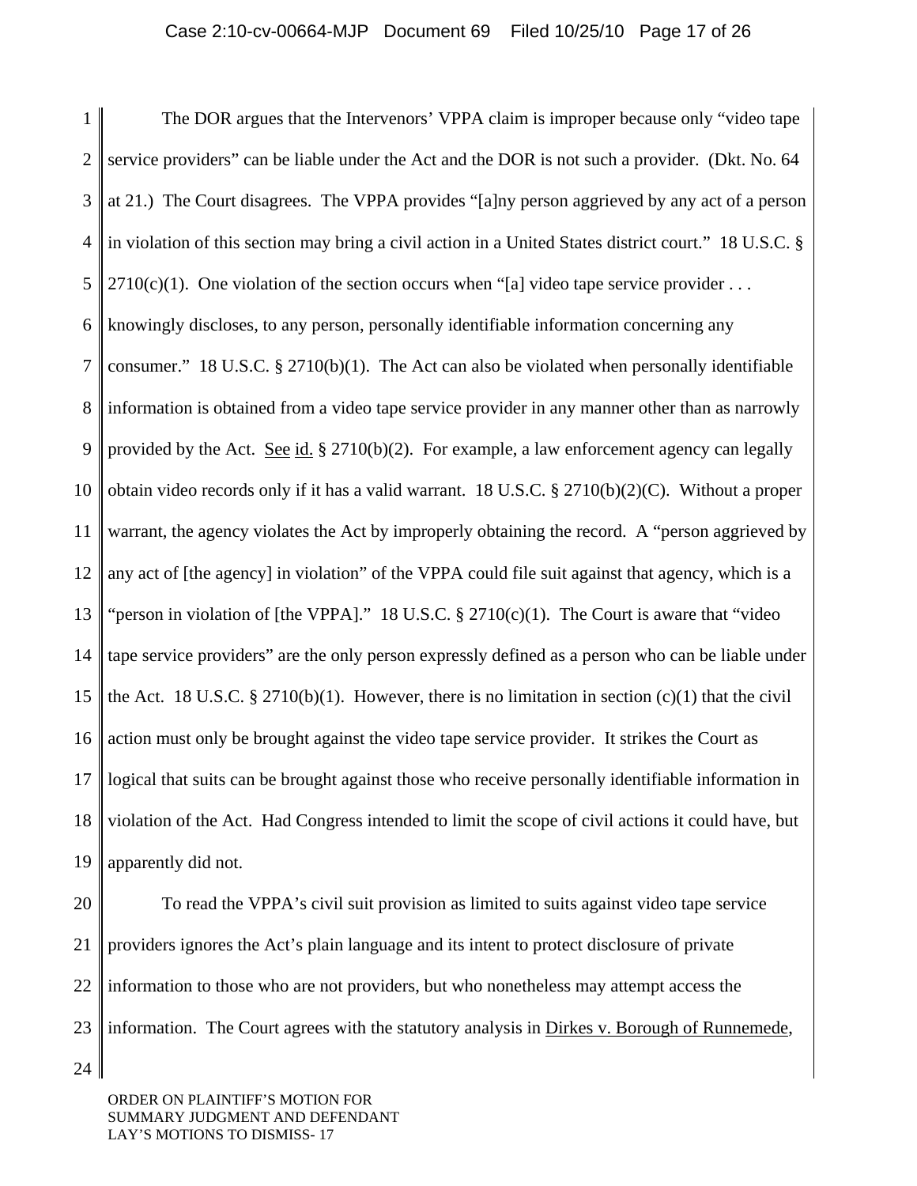The DOR argues that the Intervenors' VPPA claim is improper because only "video tape service providers" can be liable under the Act and the DOR is not such a provider. (Dkt. No. 64 at 21.) The Court disagrees. The VPPA provides "[a]ny person aggrieved by any act of a person in violation of this section may bring a civil action in a United States district court." 18 U.S.C. § 2710(c)(1). One violation of the section occurs when "[a] video tape service provider . . . knowingly discloses, to any person, personally identifiable information concerning any consumer." 18 U.S.C. § 2710(b)(1). The Act can also be violated when personally identifiable information is obtained from a video tape service provider in any manner other than as narrowly provided by the Act. See id. § 2710(b)(2). For example, a law enforcement agency can legally obtain video records only if it has a valid warrant. 18 U.S.C. § 2710(b)(2)(C). Without a proper warrant, the agency violates the Act by improperly obtaining the record. A "person aggrieved by any act of [the agency] in violation" of the VPPA could file suit against that agency, which is a "person in violation of [the VPPA]." 18 U.S.C. § 2710(c)(1). The Court is aware that "video tape service providers" are the only person expressly defined as a person who can be liable under the Act. 18 U.S.C. § 2710(b)(1). However, there is no limitation in section (c)(1) that the civil action must only be brought against the video tape service provider. It strikes the Court as logical that suits can be brought against those who receive personally identifiable information in violation of the Act. Had Congress intended to limit the scope of civil actions it could have, but apparently did not.

To read the VPPA's civil suit provision as limited to suits against video tape service providers ignores the Act's plain language and its intent to protect disclosure of private information to those who are not providers, but who nonetheless may attempt access the information. The Court agrees with the statutory analysis in Dirkes v. Borough of Runnemede,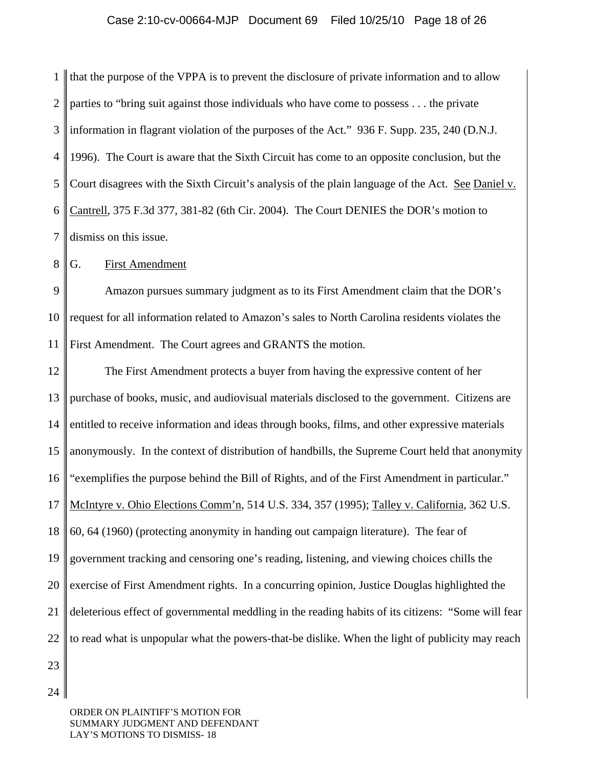that the purpose of the VPPA is to prevent the disclosure of private information and to allow parties to "bring suit against those individuals who have come to possess . . . the private information in flagrant violation of the purposes of the Act." 936 F. Supp. 235, 240 (D.N.J. 1996). The Court is aware that the Sixth Circuit has come to an opposite conclusion, but the Court disagrees with the Sixth Circuit's analysis of the plain language of the Act. See Daniel v. Cantrell, 375 F.3d 377, 381-82 (6th Cir. 2004). The Court DENIES the DOR's motion to dismiss on this issue.

## G. First Amendment

Amazon pursues summary judgment as to its First Amendment claim that the DOR's request for all information related to Amazon's sales to North Carolina residents violates the First Amendment. The Court agrees and GRANTS the motion.

The First Amendment protects a buyer from having the expressive content of her purchase of books, music, and audiovisual materials disclosed to the government. Citizens are entitled to receive information and ideas through books, films, and other expressive materials anonymously. In the context of distribution of handbills, the Supreme Court held that anonymity "exemplifies the purpose behind the Bill of Rights, and of the First Amendment in particular." McIntyre v. Ohio Elections Comm'n, 514 U.S. 334, 357 (1995); Talley v. California, 362 U.S. 60, 64 (1960) (protecting anonymity in handing out campaign literature). The fear of government tracking and censoring one's reading, listening, and viewing choices chills the exercise of First Amendment rights. In a concurring opinion, Justice Douglas highlighted the deleterious effect of governmental meddling in the reading habits of its citizens: "Some will fear to read what is unpopular what the powers-that-be dislike. When the light of publicity may reach

ORDER ON PLAINTIFF'S MOTION FOR SUMMARY JUDGMENT AND DEFENDANT LAY'S MOTIONS TO DISMISS- 18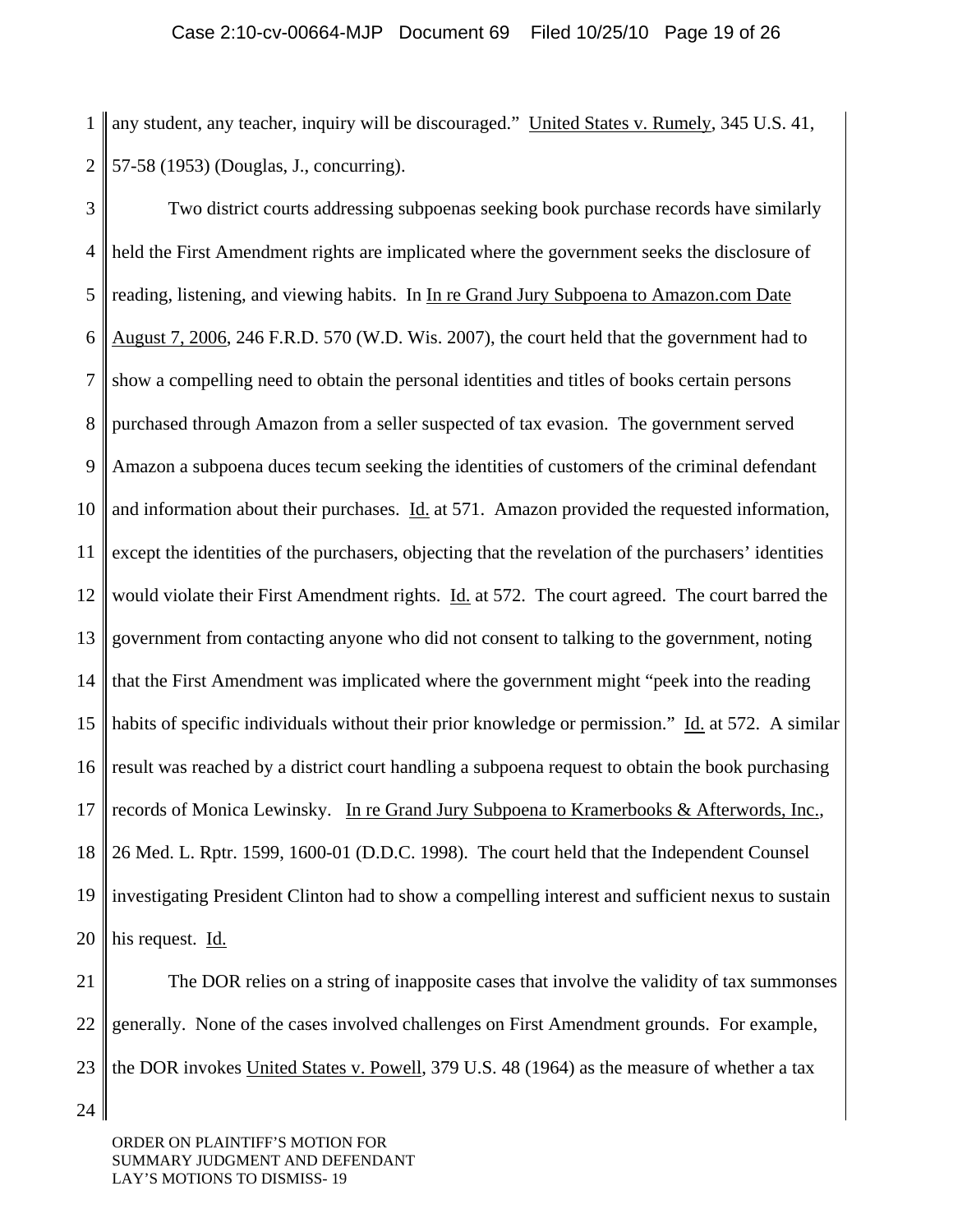any student, any teacher, inquiry will be discouraged." United States v. Rumely, 345 U.S. 41, 57-58 (1953) (Douglas, J., concurring).

Two district courts addressing subpoenas seeking book purchase records have similarly held the First Amendment rights are implicated where the government seeks the disclosure of reading, listening, and viewing habits. In In re Grand Jury Subpoena to Amazon.com Date August 7, 2006, 246 F.R.D. 570 (W.D. Wis. 2007), the court held that the government had to show a compelling need to obtain the personal identities and titles of books certain persons purchased through Amazon from a seller suspected of tax evasion. The government served Amazon a subpoena duces tecum seeking the identities of customers of the criminal defendant and information about their purchases. Id. at 571. Amazon provided the requested information, except the identities of the purchasers, objecting that the revelation of the purchasers' identities would violate their First Amendment rights. Id. at 572. The court agreed. The court barred the government from contacting anyone who did not consent to talking to the government, noting that the First Amendment was implicated where the government might "peek into the reading habits of specific individuals without their prior knowledge or permission." Id. at 572. A similar result was reached by a district court handling a subpoena request to obtain the book purchasing records of Monica Lewinsky. In re Grand Jury Subpoena to Kramerbooks & Afterwords, Inc., 26 Med. L. Rptr. 1599, 1600-01 (D.D.C. 1998). The court held that the Independent Counsel investigating President Clinton had to show a compelling interest and sufficient nexus to sustain his request. Id.

The DOR relies on a string of inapposite cases that involve the validity of tax summonses generally. None of the cases involved challenges on First Amendment grounds. For example, the DOR invokes United States v. Powell, 379 U.S. 48 (1964) as the measure of whether a tax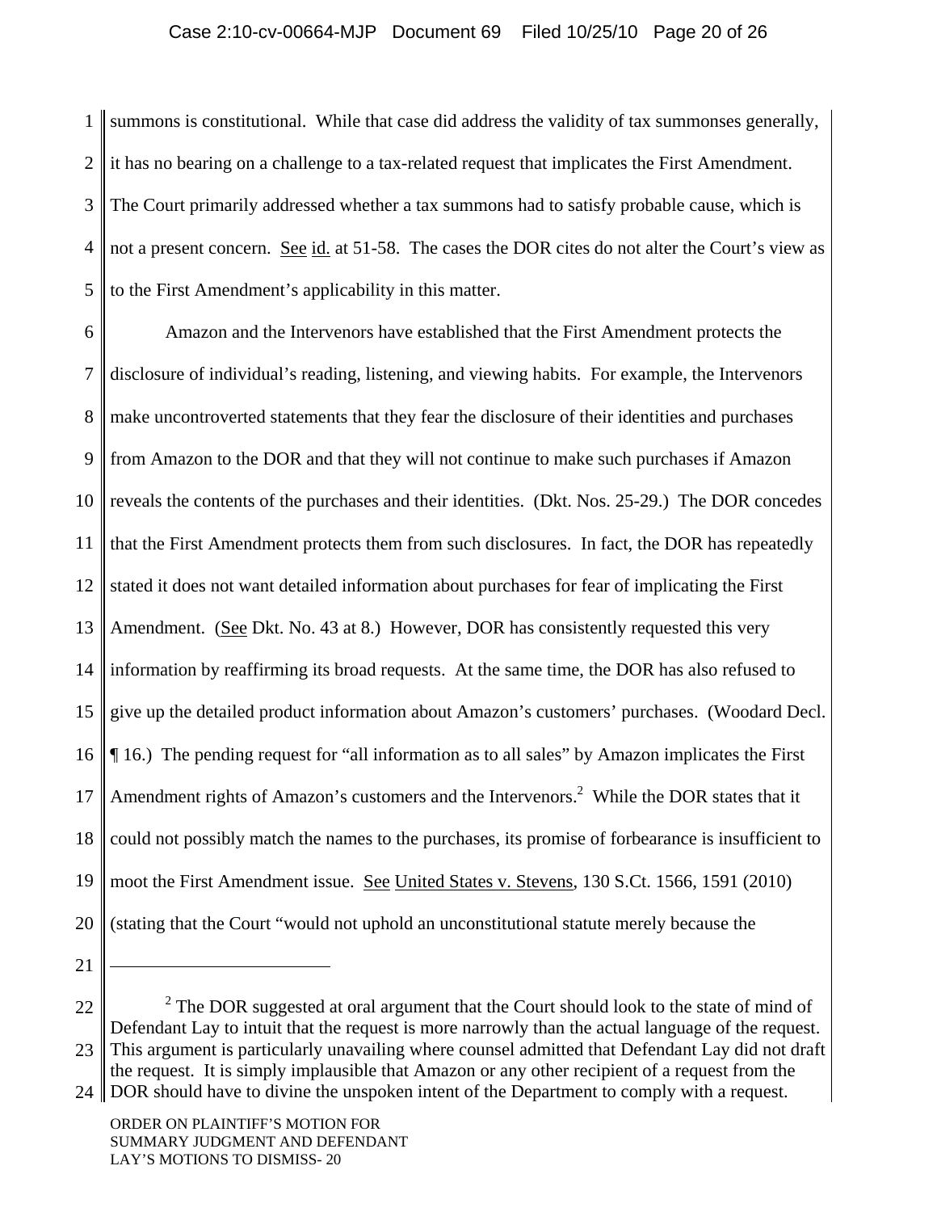summons is constitutional. While that case did address the validity of tax summonses generally, it has no bearing on a challenge to a tax-related request that implicates the First Amendment. The Court primarily addressed whether a tax summons had to satisfy probable cause, which is not a present concern. See id. at 51-58. The cases the DOR cites do not alter the Court's view as to the First Amendment's applicability in this matter.

Amazon and the Intervenors have established that the First Amendment protects the disclosure of individual's reading, listening, and viewing habits. For example, the Intervenors make uncontroverted statements that they fear the disclosure of their identities and purchases from Amazon to the DOR and that they will not continue to make such purchases if Amazon reveals the contents of the purchases and their identities. (Dkt. Nos. 25-29.) The DOR concedes that the First Amendment protects them from such disclosures. In fact, the DOR has repeatedly stated it does not want detailed information about purchases for fear of implicating the First Amendment. (See Dkt. No. 43 at 8.) However, DOR has consistently requested this very information by reaffirming its broad requests. At the same time, the DOR has also refused to give up the detailed product information about Amazon's customers' purchases. (Woodard Decl. ¶ 16.) The pending request for "all information as to all sales" by Amazon implicates the First Amendment rights of Amazon's customers and the Intervenors.[2] While the DOR states that it could not possibly match the names to the purchases, its promise of forbearance is insufficient to moot the First Amendment issue. See United States v. Stevens, 130 S.Ct. 1566, 1591 (2010) (stating that the Court "would not uphold an unconstitutional statute merely because the

---

[2] The DOR suggested at oral argument that the Court should look to the state of mind of Defendant Lay to intuit that the request is more narrowly than the actual language of the request. This argument is particularly unavailing where counsel admitted that Defendant Lay did not draft the request. It is simply implausible that Amazon or any other recipient of a request from the DOR should have to divine the unspoken intent of the Department to comply with a request.

ORDER ON PLAINTIFF'S MOTION FOR SUMMARY JUDGMENT AND DEFENDANT LAY'S MOTIONS TO DISMISS- 20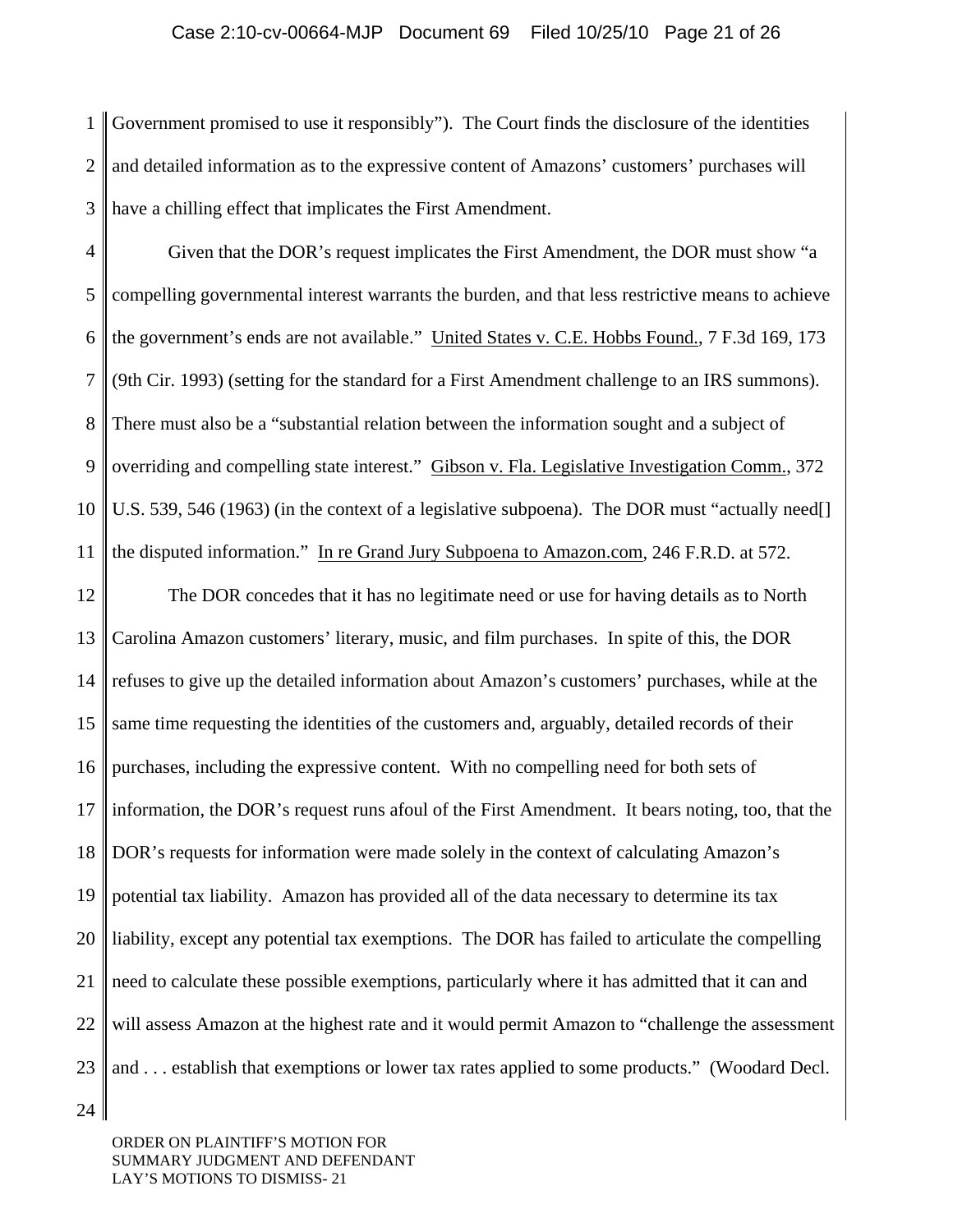Government promised to use it responsibly"). The Court finds the disclosure of the identities and detailed information as to the expressive content of Amazons' customers' purchases will have a chilling effect that implicates the First Amendment.

Given that the DOR's request implicates the First Amendment, the DOR must show "a compelling governmental interest warrants the burden, and that less restrictive means to achieve the government's ends are not available." United States v. C.E. Hobbs Found., 7 F.3d 169, 173 (9th Cir. 1993) (setting for the standard for a First Amendment challenge to an IRS summons). There must also be a "substantial relation between the information sought and a subject of overriding and compelling state interest." Gibson v. Fla. Legislative Investigation Comm., 372 U.S. 539, 546 (1963) (in the context of a legislative subpoena). The DOR must "actually need[] the disputed information." In re Grand Jury Subpoena to Amazon.com, 246 F.R.D. at 572.

The DOR concedes that it has no legitimate need or use for having details as to North Carolina Amazon customers' literary, music, and film purchases. In spite of this, the DOR refuses to give up the detailed information about Amazon's customers' purchases, while at the same time requesting the identities of the customers and, arguably, detailed records of their purchases, including the expressive content. With no compelling need for both sets of information, the DOR's request runs afoul of the First Amendment. It bears noting, too, that the DOR's requests for information were made solely in the context of calculating Amazon's potential tax liability. Amazon has provided all of the data necessary to determine its tax liability, except any potential tax exemptions. The DOR has failed to articulate the compelling need to calculate these possible exemptions, particularly where it has admitted that it can and will assess Amazon at the highest rate and it would permit Amazon to "challenge the assessment and . . . establish that exemptions or lower tax rates applied to some products." (Woodard Decl.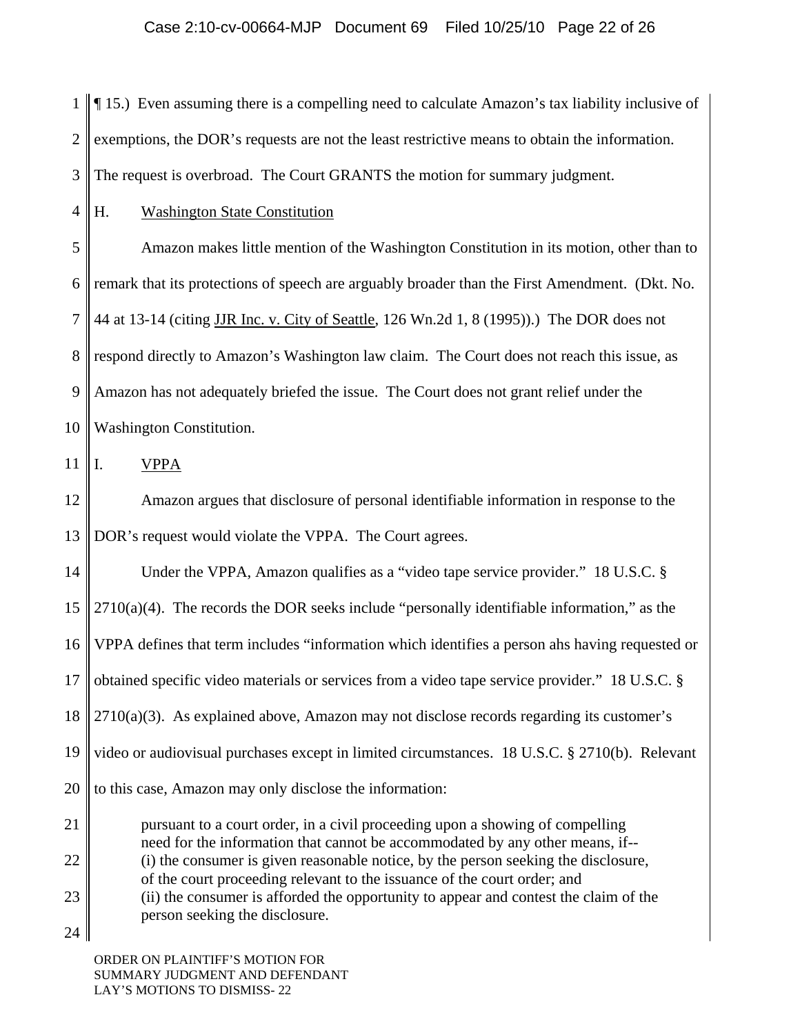¶ 15.) Even assuming there is a compelling need to calculate Amazon's tax liability inclusive of exemptions, the DOR's requests are not the least restrictive means to obtain the information. The request is overbroad. The Court GRANTS the motion for summary judgment.

H. Washington State Constitution

Amazon makes little mention of the Washington Constitution in its motion, other than to remark that its protections of speech are arguably broader than the First Amendment. (Dkt. No. 44 at 13-14 (citing JJR Inc. v. City of Seattle, 126 Wn.2d 1, 8 (1995)).) The DOR does not respond directly to Amazon's Washington law claim. The Court does not reach this issue, as Amazon has not adequately briefed the issue. The Court does not grant relief under the Washington Constitution.

I. VPPA

Amazon argues that disclosure of personal identifiable information in response to the DOR's request would violate the VPPA. The Court agrees.

Under the VPPA, Amazon qualifies as a "video tape service provider." 18 U.S.C. § 2710(a)(4). The records the DOR seeks include "personally identifiable information," as the VPPA defines that term includes "information which identifies a person ahs having requested or obtained specific video materials or services from a video tape service provider." 18 U.S.C. § 2710(a)(3). As explained above, Amazon may not disclose records regarding its customer's video or audiovisual purchases except in limited circumstances. 18 U.S.C. § 2710(b). Relevant to this case, Amazon may only disclose the information:

> pursuant to a court order, in a civil proceeding upon a showing of compelling need for the information that cannot be accommodated by any other means, if--
> (i) the consumer is given reasonable notice, by the person seeking the disclosure, of the court proceeding relevant to the issuance of the court order; and
> (ii) the consumer is afforded the opportunity to appear and contest the claim of the person seeking the disclosure.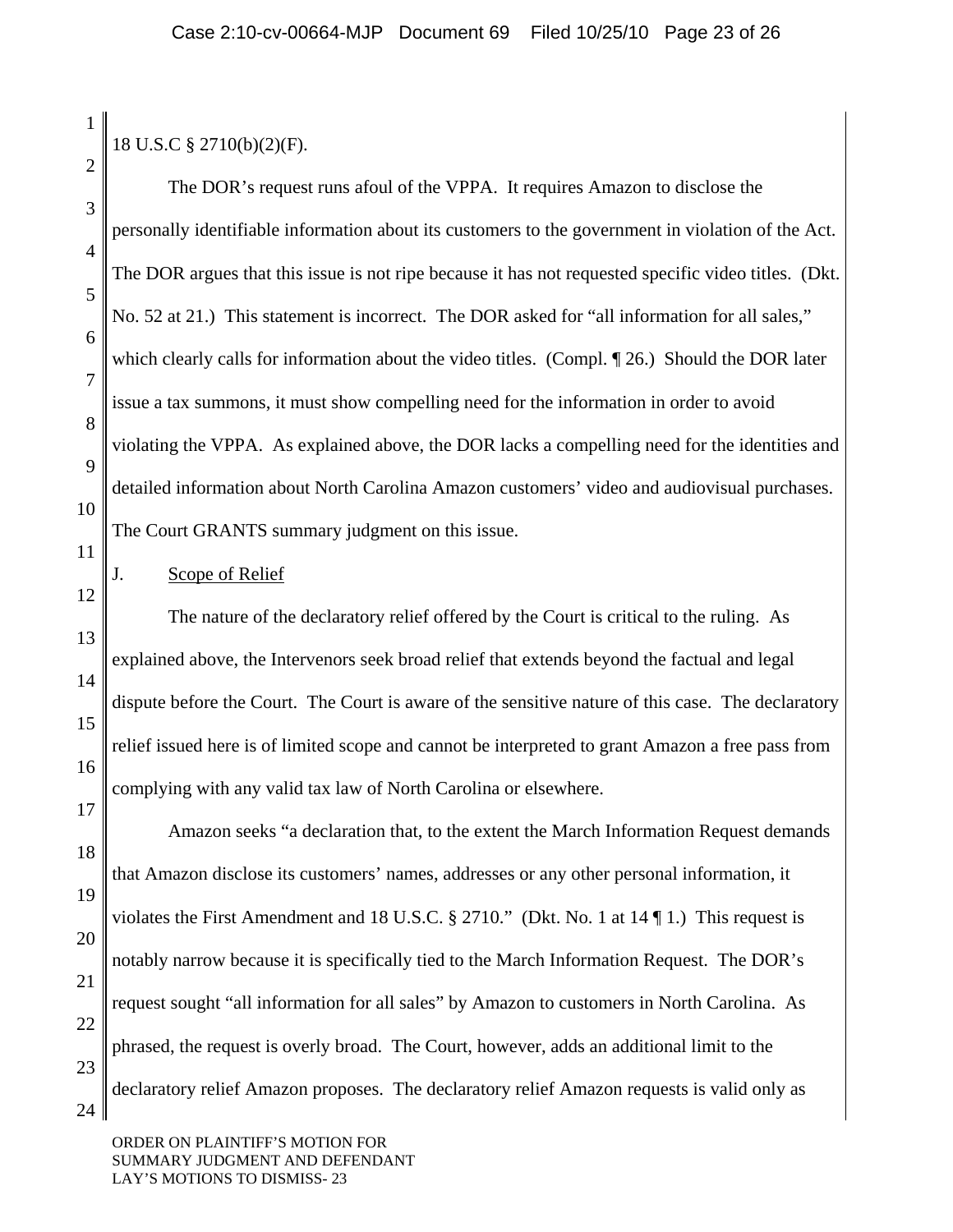18 U.S.C § 2710(b)(2)(F).

The DOR's request runs afoul of the VPPA. It requires Amazon to disclose the personally identifiable information about its customers to the government in violation of the Act. The DOR argues that this issue is not ripe because it has not requested specific video titles. (Dkt. No. 52 at 21.) This statement is incorrect. The DOR asked for "all information for all sales," which clearly calls for information about the video titles. (Compl. ¶ 26.) Should the DOR later issue a tax summons, it must show compelling need for the information in order to avoid violating the VPPA. As explained above, the DOR lacks a compelling need for the identities and detailed information about North Carolina Amazon customers' video and audiovisual purchases. The Court GRANTS summary judgment on this issue.

J. Scope of Relief

The nature of the declaratory relief offered by the Court is critical to the ruling. As explained above, the Intervenors seek broad relief that extends beyond the factual and legal dispute before the Court. The Court is aware of the sensitive nature of this case. The declaratory relief issued here is of limited scope and cannot be interpreted to grant Amazon a free pass from complying with any valid tax law of North Carolina or elsewhere.

Amazon seeks "a declaration that, to the extent the March Information Request demands that Amazon disclose its customers' names, addresses or any other personal information, it violates the First Amendment and 18 U.S.C. § 2710." (Dkt. No. 1 at 14 ¶ 1.) This request is notably narrow because it is specifically tied to the March Information Request. The DOR's request sought "all information for all sales" by Amazon to customers in North Carolina. As phrased, the request is overly broad. The Court, however, adds an additional limit to the declaratory relief Amazon proposes. The declaratory relief Amazon requests is valid only as

ORDER ON PLAINTIFF'S MOTION FOR SUMMARY JUDGMENT AND DEFENDANT LAY'S MOTIONS TO DISMISS- 23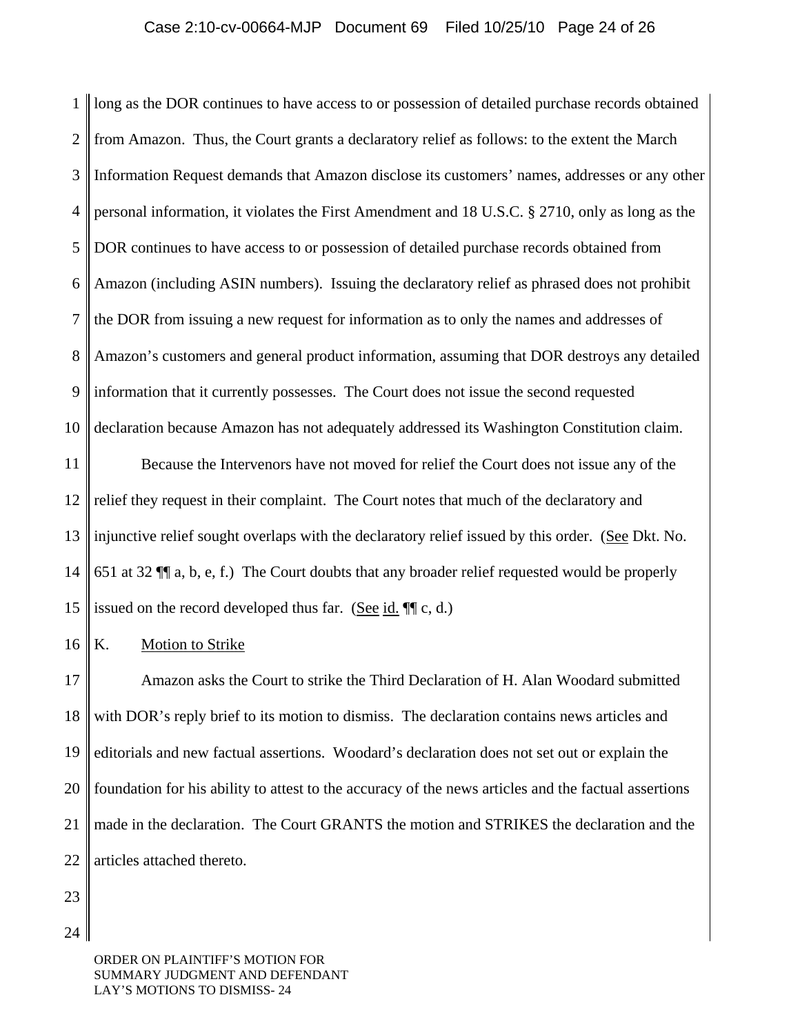long as the DOR continues to have access to or possession of detailed purchase records obtained from Amazon. Thus, the Court grants a declaratory relief as follows: to the extent the March Information Request demands that Amazon disclose its customers' names, addresses or any other personal information, it violates the First Amendment and 18 U.S.C. § 2710, only as long as the DOR continues to have access to or possession of detailed purchase records obtained from Amazon (including ASIN numbers). Issuing the declaratory relief as phrased does not prohibit the DOR from issuing a new request for information as to only the names and addresses of Amazon's customers and general product information, assuming that DOR destroys any detailed information that it currently possesses. The Court does not issue the second requested declaration because Amazon has not adequately addressed its Washington Constitution claim.

Because the Intervenors have not moved for relief the Court does not issue any of the relief they request in their complaint. The Court notes that much of the declaratory and injunctive relief sought overlaps with the declaratory relief issued by this order. (See Dkt. No. 651 at 32 ¶¶ a, b, e, f.) The Court doubts that any broader relief requested would be properly issued on the record developed thus far. (See id. ¶¶ c, d.)

K. Motion to Strike

Amazon asks the Court to strike the Third Declaration of H. Alan Woodard submitted with DOR's reply brief to its motion to dismiss. The declaration contains news articles and editorials and new factual assertions. Woodard's declaration does not set out or explain the foundation for his ability to attest to the accuracy of the news articles and the factual assertions made in the declaration. The Court GRANTS the motion and STRIKES the declaration and the articles attached thereto.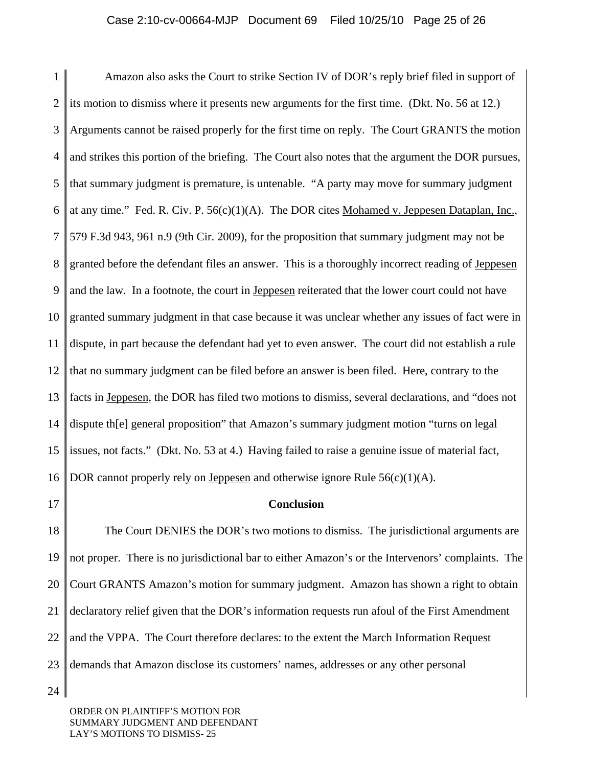Amazon also asks the Court to strike Section IV of DOR's reply brief filed in support of its motion to dismiss where it presents new arguments for the first time. (Dkt. No. 56 at 12.) Arguments cannot be raised properly for the first time on reply. The Court GRANTS the motion and strikes this portion of the briefing. The Court also notes that the argument the DOR pursues, that summary judgment is premature, is untenable. "A party may move for summary judgment at any time." Fed. R. Civ. P. 56(c)(1)(A). The DOR cites Mohamed v. Jeppesen Dataplan, Inc., 579 F.3d 943, 961 n.9 (9th Cir. 2009), for the proposition that summary judgment may not be granted before the defendant files an answer. This is a thoroughly incorrect reading of Jeppesen and the law. In a footnote, the court in Jeppesen reiterated that the lower court could not have granted summary judgment in that case because it was unclear whether any issues of fact were in dispute, in part because the defendant had yet to even answer. The court did not establish a rule that no summary judgment can be filed before an answer is been filed. Here, contrary to the facts in Jeppesen, the DOR has filed two motions to dismiss, several declarations, and "does not dispute th[e] general proposition" that Amazon's summary judgment motion "turns on legal issues, not facts." (Dkt. No. 53 at 4.) Having failed to raise a genuine issue of material fact, DOR cannot properly rely on Jeppesen and otherwise ignore Rule 56(c)(1)(A).

**Conclusion**

The Court DENIES the DOR's two motions to dismiss. The jurisdictional arguments are not proper. There is no jurisdictional bar to either Amazon's or the Intervenors' complaints. The Court GRANTS Amazon's motion for summary judgment. Amazon has shown a right to obtain declaratory relief given that the DOR's information requests run afoul of the First Amendment and the VPPA. The Court therefore declares: to the extent the March Information Request demands that Amazon disclose its customers' names, addresses or any other personal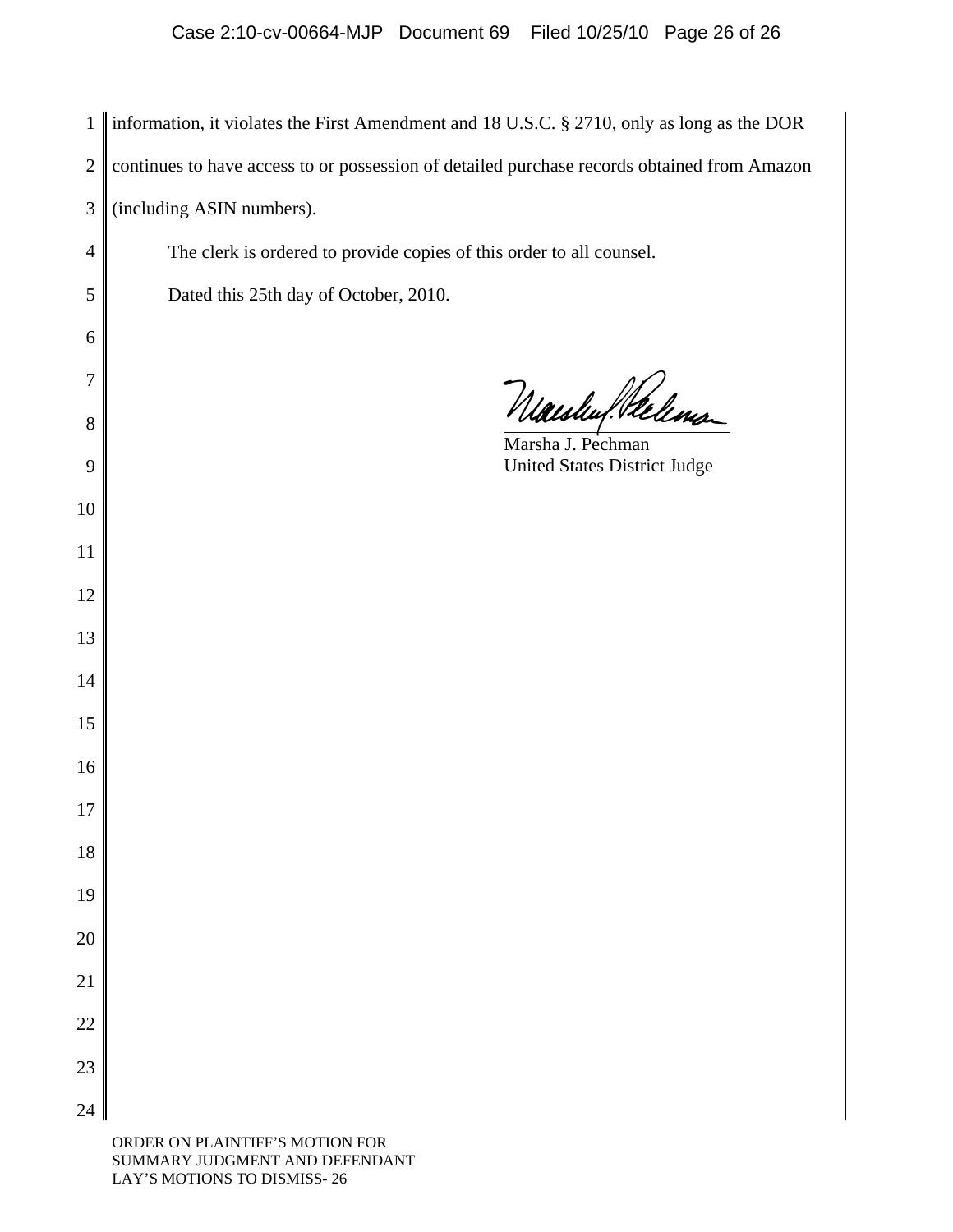information, it violates the First Amendment and 18 U.S.C. § 2710, only as long as the DOR continues to have access to or possession of detailed purchase records obtained from Amazon (including ASIN numbers).

The clerk is ordered to provide copies of this order to all counsel.

Dated this 25th day of October, 2010.

Marsha J. Pechman
United States District Judge

ORDER ON PLAINTIFF'S MOTION FOR SUMMARY JUDGMENT AND DEFENDANT LAY'S MOTIONS TO DISMISS- 26